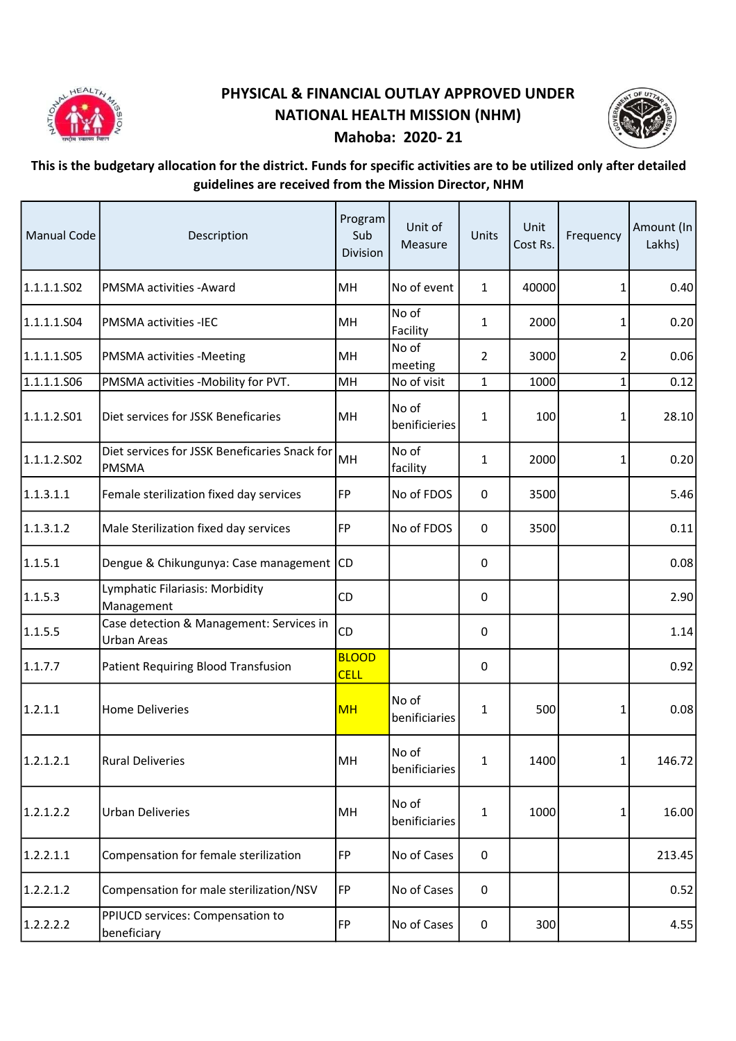# PHYSICAL & FINANCIAL OUTLAY APPROVED UNDER NATIONAL HEALTH MISSION (NHM)

## Mahoba: 2020- 21

**This is the budgetary allocation for the district. Funds for specific activities are to be utilized only after detailed guidelines are received from the Mission Director, NHM**

| Manual Code | Description | Program Sub Division | Unit of Measure | Units | Unit Cost Rs. | Frequency | Amount (In Lakhs) |
|---|---|---|---|---|---|---|---|
| 1.1.1.1.S02 | PMSMA activities -Award | MH | No of event | 1 | 40000 | 1 | 0.40 |
| 1.1.1.1.S04 | PMSMA activities -IEC | MH | No of Facility | 1 | 2000 | 1 | 0.20 |
| 1.1.1.1.S05 | PMSMA activities -Meeting | MH | No of meeting | 2 | 3000 | 2 | 0.06 |
| 1.1.1.1.S06 | PMSMA activities -Mobility for PVT. | MH | No of visit | 1 | 1000 | 1 | 0.12 |
| 1.1.1.2.S01 | Diet services for JSSK Beneficaries | MH | No of benificieries | 1 | 100 | 1 | 28.10 |
| 1.1.1.2.S02 | Diet services for JSSK Beneficaries Snack for PMSMA | MH | No of facility | 1 | 2000 | 1 | 0.20 |
| 1.1.3.1.1 | Female sterilization fixed day services | FP | No of FDOS | 0 | 3500 | | 5.46 |
| 1.1.3.1.2 | Male Sterilization fixed day services | FP | No of FDOS | 0 | 3500 | | 0.11 |
| 1.1.5.1 | Dengue & Chikungunya: Case management | CD | | 0 | | | 0.08 |
| 1.1.5.3 | Lymphatic Filariasis: Morbidity Management | CD | | 0 | | | 2.90 |
| 1.1.5.5 | Case detection & Management: Services in Urban Areas | CD | | 0 | | | 1.14 |
| 1.1.7.7 | Patient Requiring Blood Transfusion | BLOOD CELL | | 0 | | | 0.92 |
| 1.2.1.1 | Home Deliveries | MH | No of benificiaries | 1 | 500 | 1 | 0.08 |
| 1.2.1.2.1 | Rural Deliveries | MH | No of benificiaries | 1 | 1400 | 1 | 146.72 |
| 1.2.1.2.2 | Urban Deliveries | MH | No of benificiaries | 1 | 1000 | 1 | 16.00 |
| 1.2.2.1.1 | Compensation for female sterilization | FP | No of Cases | 0 | | | 213.45 |
| 1.2.2.1.2 | Compensation for male sterilization/NSV | FP | No of Cases | 0 | | | 0.52 |
| 1.2.2.2.2 | PPIUCD services: Compensation to beneficiary | FP | No of Cases | 0 | 300 | | 4.55 |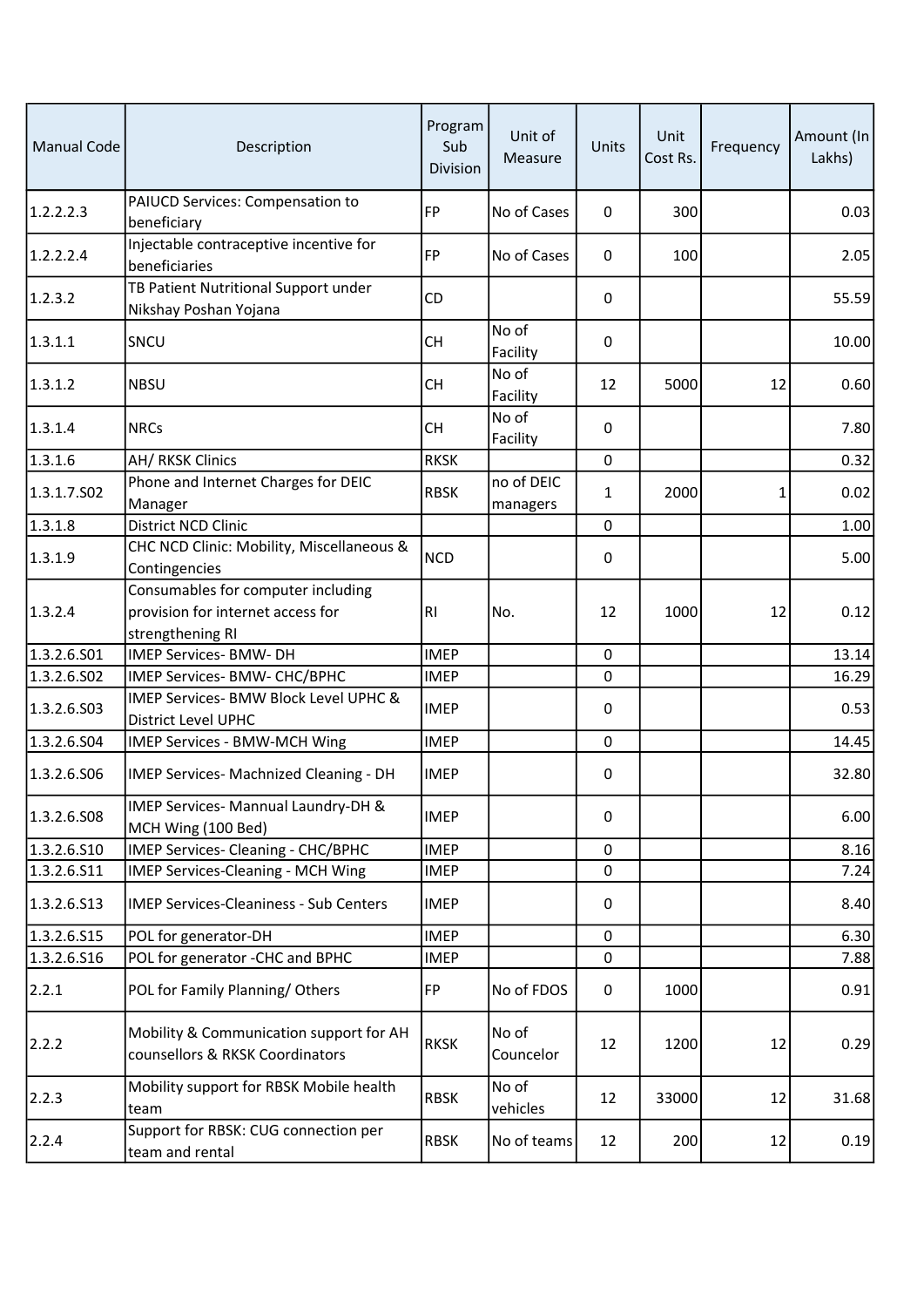| Manual Code | Description | Program Sub Division | Unit of Measure | Units | Unit Cost Rs. | Frequency | Amount (In Lakhs) |
|---|---|---|---|---|---|---|---|
| 1.2.2.2.3 | PAIUCD Services: Compensation to beneficiary | FP | No of Cases | 0 | 300 | | 0.03 |
| 1.2.2.2.4 | Injectable contraceptive incentive for beneficiaries | FP | No of Cases | 0 | 100 | | 2.05 |
| 1.2.3.2 | TB Patient Nutritional Support under Nikshay Poshan Yojana | CD | | 0 | | | 55.59 |
| 1.3.1.1 | SNCU | CH | No of Facility | 0 | | | 10.00 |
| 1.3.1.2 | NBSU | CH | No of Facility | 12 | 5000 | 12 | 0.60 |
| 1.3.1.4 | NRCs | CH | No of Facility | 0 | | | 7.80 |
| 1.3.1.6 | AH/ RKSK Clinics | RKSK | | 0 | | | 0.32 |
| 1.3.1.7.S02 | Phone and Internet Charges for DEIC Manager | RBSK | no of DEIC managers | 1 | 2000 | 1 | 0.02 |
| 1.3.1.8 | District NCD Clinic | | | 0 | | | 1.00 |
| 1.3.1.9 | CHC NCD Clinic: Mobility, Miscellaneous & Contingencies | NCD | | 0 | | | 5.00 |
| 1.3.2.4 | Consumables for computer including provision for internet access for strengthening RI | RI | No. | 12 | 1000 | 12 | 0.12 |
| 1.3.2.6.S01 | IMEP Services- BMW- DH | IMEP | | 0 | | | 13.14 |
| 1.3.2.6.S02 | IMEP Services- BMW- CHC/BPHC | IMEP | | 0 | | | 16.29 |
| 1.3.2.6.S03 | IMEP Services- BMW Block Level UPHC & District Level UPHC | IMEP | | 0 | | | 0.53 |
| 1.3.2.6.S04 | IMEP Services - BMW-MCH Wing | IMEP | | 0 | | | 14.45 |
| 1.3.2.6.S06 | IMEP Services- Machnized Cleaning - DH | IMEP | | 0 | | | 32.80 |
| 1.3.2.6.S08 | IMEP Services- Mannual Laundry-DH & MCH Wing (100 Bed) | IMEP | | 0 | | | 6.00 |
| 1.3.2.6.S10 | IMEP Services- Cleaning - CHC/BPHC | IMEP | | 0 | | | 8.16 |
| 1.3.2.6.S11 | IMEP Services-Cleaning - MCH Wing | IMEP | | 0 | | | 7.24 |
| 1.3.2.6.S13 | IMEP Services-Cleaniness - Sub Centers | IMEP | | 0 | | | 8.40 |
| 1.3.2.6.S15 | POL for generator-DH | IMEP | | 0 | | | 6.30 |
| 1.3.2.6.S16 | POL for generator -CHC and BPHC | IMEP | | 0 | | | 7.88 |
| 2.2.1 | POL for Family Planning/ Others | FP | No of FDOS | 0 | 1000 | | 0.91 |
| 2.2.2 | Mobility & Communication support for AH counsellors & RKSK Coordinators | RKSK | No of Councelor | 12 | 1200 | 12 | 0.29 |
| 2.2.3 | Mobility support for RBSK Mobile health team | RBSK | No of vehicles | 12 | 33000 | 12 | 31.68 |
| 2.2.4 | Support for RBSK: CUG connection per team and rental | RBSK | No of teams | 12 | 200 | 12 | 0.19 |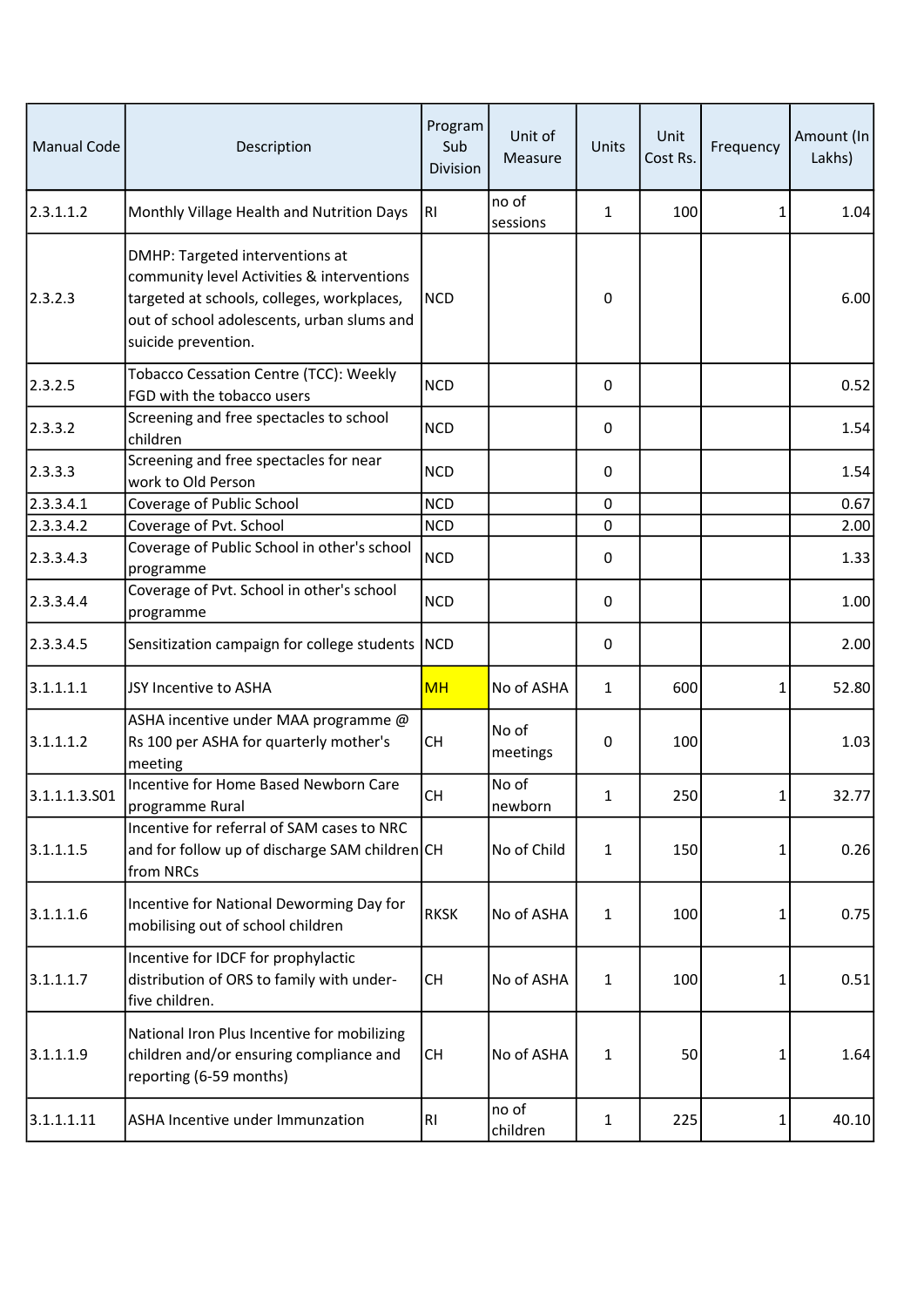| Manual Code | Description | Program Sub Division | Unit of Measure | Units | Unit Cost Rs. | Frequency | Amount (In Lakhs) |
|---|---|---|---|---|---|---|---|
| 2.3.1.1.2 | Monthly Village Health and Nutrition Days | RI | no of sessions | 1 | 100 | 1 | 1.04 |
| 2.3.2.3 | DMHP: Targeted interventions at community level Activities & interventions targeted at schools, colleges, workplaces, out of school adolescents, urban slums and suicide prevention. | NCD | | 0 | | | 6.00 |
| 2.3.2.5 | Tobacco Cessation Centre (TCC): Weekly FGD with the tobacco users | NCD | | 0 | | | 0.52 |
| 2.3.3.2 | Screening and free spectacles to school children | NCD | | 0 | | | 1.54 |
| 2.3.3.3 | Screening and free spectacles for near work to Old Person | NCD | | 0 | | | 1.54 |
| 2.3.3.4.1 | Coverage of Public School | NCD | | 0 | | | 0.67 |
| 2.3.3.4.2 | Coverage of Pvt. School | NCD | | 0 | | | 2.00 |
| 2.3.3.4.3 | Coverage of Public School in other's school programme | NCD | | 0 | | | 1.33 |
| 2.3.3.4.4 | Coverage of Pvt. School in other's school programme | NCD | | 0 | | | 1.00 |
| 2.3.3.4.5 | Sensitization campaign for college students | NCD | | 0 | | | 2.00 |
| 3.1.1.1.1 | JSY Incentive to ASHA | MH | No of ASHA | 1 | 600 | 1 | 52.80 |
| 3.1.1.1.2 | ASHA incentive under MAA programme @ Rs 100 per ASHA for quarterly mother's meeting | CH | No of meetings | 0 | 100 | | 1.03 |
| 3.1.1.1.3.S01 | Incentive for Home Based Newborn Care programme Rural | CH | No of newborn | 1 | 250 | 1 | 32.77 |
| 3.1.1.1.5 | Incentive for referral of SAM cases to NRC and for follow up of discharge SAM children from NRCs | CH | No of Child | 1 | 150 | 1 | 0.26 |
| 3.1.1.1.6 | Incentive for National Deworming Day for mobilising out of school children | RKSK | No of ASHA | 1 | 100 | 1 | 0.75 |
| 3.1.1.1.7 | Incentive for IDCF for prophylactic distribution of ORS to family with under-five children. | CH | No of ASHA | 1 | 100 | 1 | 0.51 |
| 3.1.1.1.9 | National Iron Plus Incentive for mobilizing children and/or ensuring compliance and reporting (6-59 months) | CH | No of ASHA | 1 | 50 | 1 | 1.64 |
| 3.1.1.1.11 | ASHA Incentive under Immunzation | RI | no of children | 1 | 225 | 1 | 40.10 |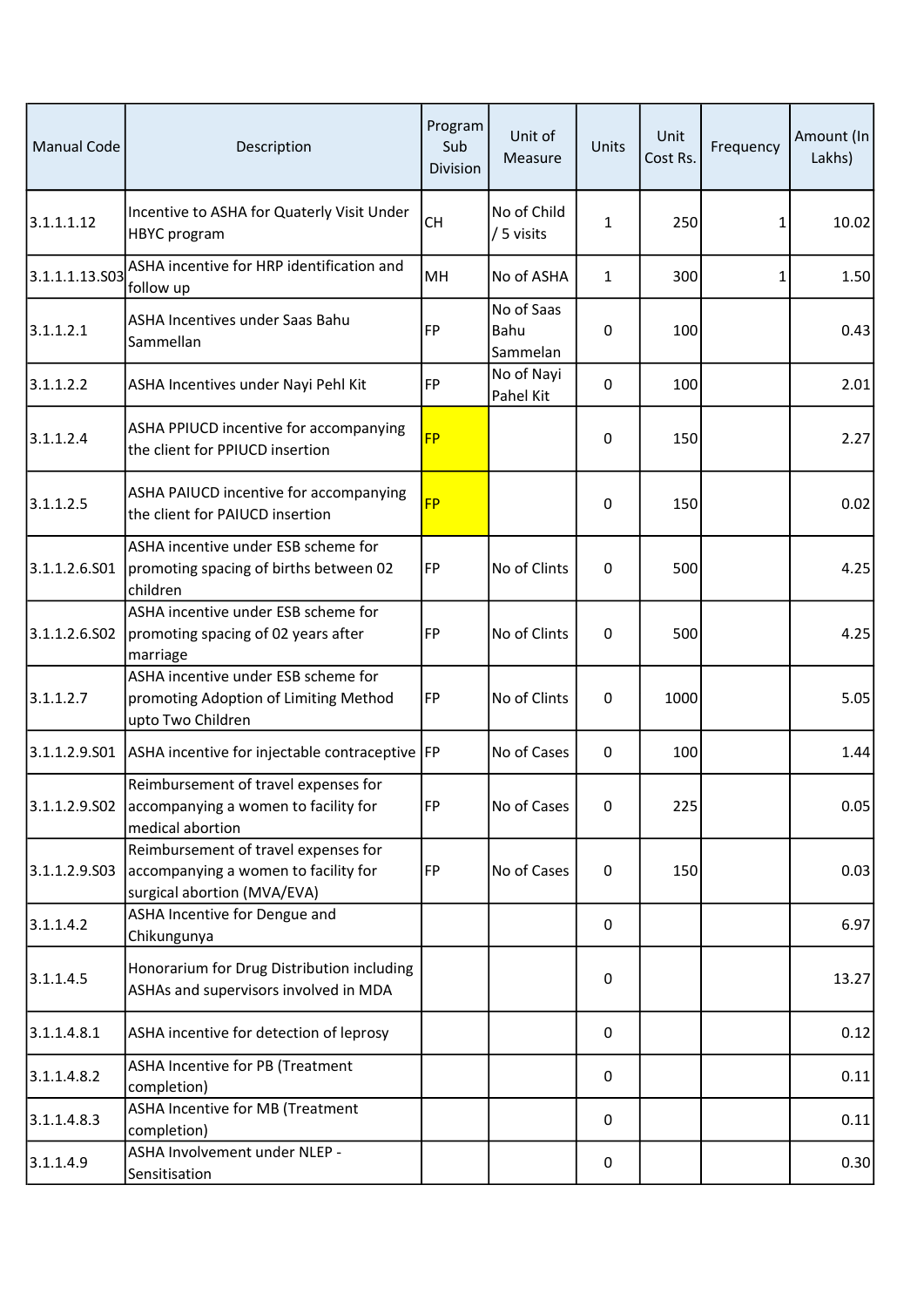| Manual Code | Description | Program Sub Division | Unit of Measure | Units | Unit Cost Rs. | Frequency | Amount (In Lakhs) |
|---|---|---|---|---|---|---|---|
| 3.1.1.1.12 | Incentive to ASHA for Quaterly Visit Under HBYC program | CH | No of Child / 5 visits | 1 | 250 | 1 | 10.02 |
| 3.1.1.1.13.S03 | ASHA incentive for HRP identification and follow up | MH | No of ASHA | 1 | 300 | 1 | 1.50 |
| 3.1.1.2.1 | ASHA Incentives under Saas Bahu Sammellan | FP | No of Saas Bahu Sammelan | 0 | 100 | | 0.43 |
| 3.1.1.2.2 | ASHA Incentives under Nayi Pehl Kit | FP | No of Nayi Pahel Kit | 0 | 100 | | 2.01 |
| 3.1.1.2.4 | ASHA PPIUCD incentive for accompanying the client for PPIUCD insertion | FP | | 0 | 150 | | 2.27 |
| 3.1.1.2.5 | ASHA PAIUCD incentive for accompanying the client for PAIUCD insertion | FP | | 0 | 150 | | 0.02 |
| 3.1.1.2.6.S01 | ASHA incentive under ESB scheme for promoting spacing of births between 02 children | FP | No of Clints | 0 | 500 | | 4.25 |
| 3.1.1.2.6.S02 | ASHA incentive under ESB scheme for promoting spacing of 02 years after marriage | FP | No of Clints | 0 | 500 | | 4.25 |
| 3.1.1.2.7 | ASHA incentive under ESB scheme for promoting Adoption of Limiting Method upto Two Children | FP | No of Clints | 0 | 1000 | | 5.05 |
| 3.1.1.2.9.S01 | ASHA incentive for injectable contraceptive | FP | No of Cases | 0 | 100 | | 1.44 |
| 3.1.1.2.9.S02 | Reimbursement of travel expenses for accompanying a women to facility for medical abortion | FP | No of Cases | 0 | 225 | | 0.05 |
| 3.1.1.2.9.S03 | Reimbursement of travel expenses for accompanying a women to facility for surgical abortion (MVA/EVA) | FP | No of Cases | 0 | 150 | | 0.03 |
| 3.1.1.4.2 | ASHA Incentive for Dengue and Chikungunya | | | 0 | | | 6.97 |
| 3.1.1.4.5 | Honorarium for Drug Distribution including ASHAs and supervisors involved in MDA | | | 0 | | | 13.27 |
| 3.1.1.4.8.1 | ASHA incentive for detection of leprosy | | | 0 | | | 0.12 |
| 3.1.1.4.8.2 | ASHA Incentive for PB (Treatment completion) | | | 0 | | | 0.11 |
| 3.1.1.4.8.3 | ASHA Incentive for MB (Treatment completion) | | | 0 | | | 0.11 |
| 3.1.1.4.9 | ASHA Involvement under NLEP - Sensitisation | | | 0 | | | 0.30 |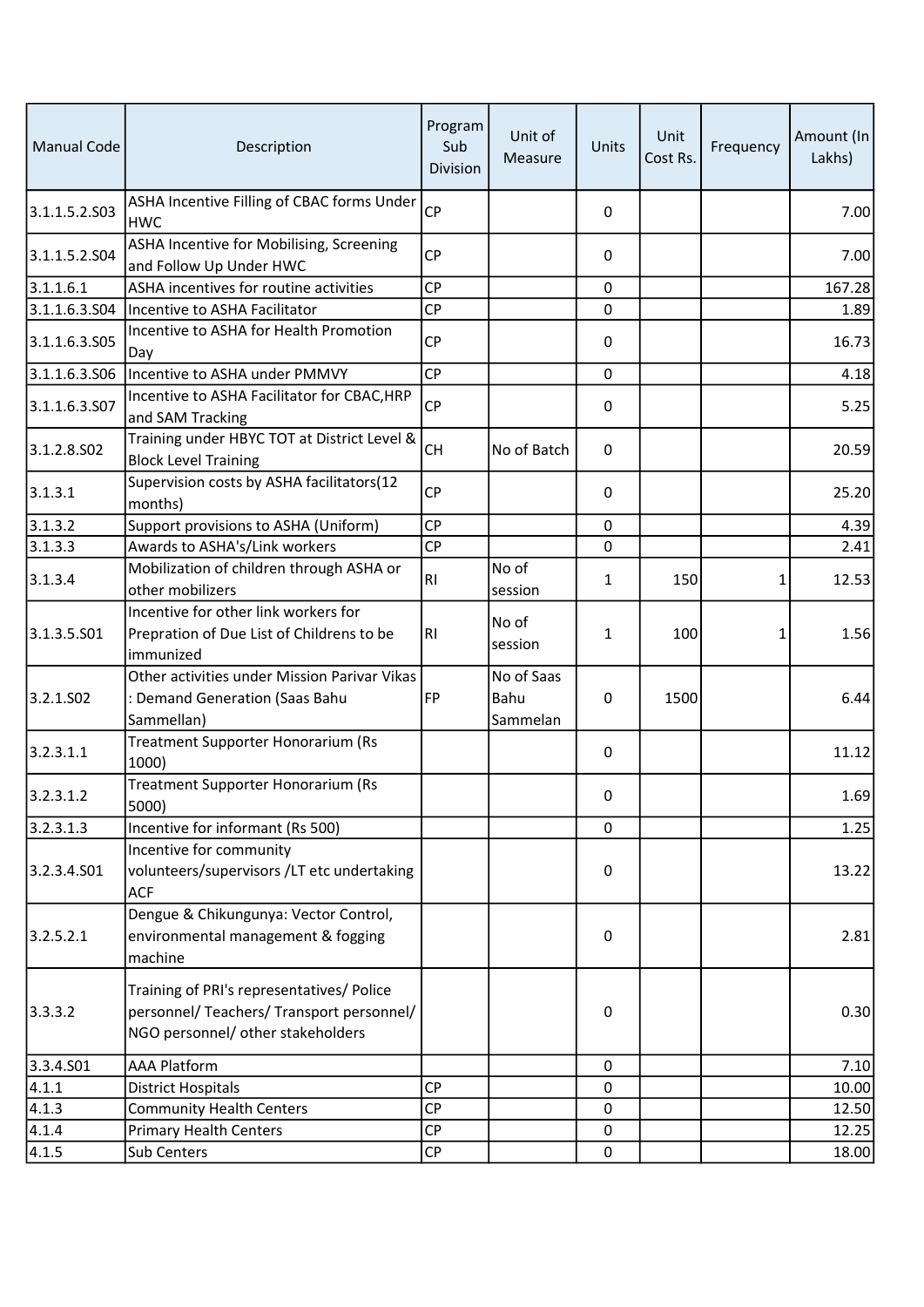| Manual Code | Description | Program Sub Division | Unit of Measure | Units | Unit Cost Rs. | Frequency | Amount (In Lakhs) |
|---|---|---|---|---|---|---|---|
| 3.1.1.5.2.S03 | ASHA Incentive Filling of CBAC forms Under HWC | CP | | 0 | | | 7.00 |
| 3.1.1.5.2.S04 | ASHA Incentive for Mobilising, Screening and Follow Up Under HWC | CP | | 0 | | | 7.00 |
| 3.1.1.6.1 | ASHA incentives for routine activities | CP | | 0 | | | 167.28 |
| 3.1.1.6.3.S04 | Incentive to ASHA Facilitator | CP | | 0 | | | 1.89 |
| 3.1.1.6.3.S05 | Incentive to ASHA for Health Promotion Day | CP | | 0 | | | 16.73 |
| 3.1.1.6.3.S06 | Incentive to ASHA under PMMVY | CP | | 0 | | | 4.18 |
| 3.1.1.6.3.S07 | Incentive to ASHA Facilitator for CBAC,HRP and SAM Tracking | CP | | 0 | | | 5.25 |
| 3.1.2.8.S02 | Training under HBYC TOT at District Level & Block Level Training | CH | No of Batch | 0 | | | 20.59 |
| 3.1.3.1 | Supervision costs by ASHA facilitators(12 months) | CP | | 0 | | | 25.20 |
| 3.1.3.2 | Support provisions to ASHA (Uniform) | CP | | 0 | | | 4.39 |
| 3.1.3.3 | Awards to ASHA's/Link workers | CP | | 0 | | | 2.41 |
| 3.1.3.4 | Mobilization of children through ASHA or other mobilizers | RI | No of session | 1 | 150 | 1 | 12.53 |
| 3.1.3.5.S01 | Incentive for other link workers for Prepration of Due List of Childrens to be immunized | RI | No of session | 1 | 100 | 1 | 1.56 |
| 3.2.1.S02 | Other activities under Mission Parivar Vikas : Demand Generation (Saas Bahu Sammellan) | FP | No of Saas Bahu Sammelan | 0 | 1500 | | 6.44 |
| 3.2.3.1.1 | Treatment Supporter Honorarium (Rs 1000) | | | 0 | | | 11.12 |
| 3.2.3.1.2 | Treatment Supporter Honorarium (Rs 5000) | | | 0 | | | 1.69 |
| 3.2.3.1.3 | Incentive for informant (Rs 500) | | | 0 | | | 1.25 |
| 3.2.3.4.S01 | Incentive for community volunteers/supervisors /LT etc undertaking ACF | | | 0 | | | 13.22 |
| 3.2.5.2.1 | Dengue & Chikungunya: Vector Control, environmental management & fogging machine | | | 0 | | | 2.81 |
| 3.3.3.2 | Training of PRI's representatives/ Police personnel/ Teachers/ Transport personnel/ NGO personnel/ other stakeholders | | | 0 | | | 0.30 |
| 3.3.4.S01 | AAA Platform | | | 0 | | | 7.10 |
| 4.1.1 | District Hospitals | CP | | 0 | | | 10.00 |
| 4.1.3 | Community Health Centers | CP | | 0 | | | 12.50 |
| 4.1.4 | Primary Health Centers | CP | | 0 | | | 12.25 |
| 4.1.5 | Sub Centers | CP | | 0 | | | 18.00 |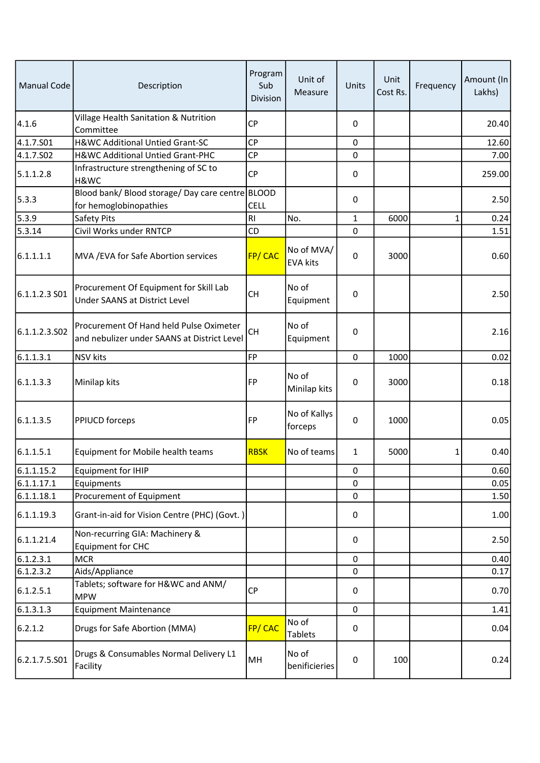| Manual Code | Description | Program Sub Division | Unit of Measure | Units | Unit Cost Rs. | Frequency | Amount (In Lakhs) |
|---|---|---|---|---|---|---|---|
| 4.1.6 | Village Health Sanitation & Nutrition Committee | CP | | 0 | | | 20.40 |
| 4.1.7.S01 | H&WC Additional Untied Grant-SC | CP | | 0 | | | 12.60 |
| 4.1.7.S02 | H&WC Additional Untied Grant-PHC | CP | | 0 | | | 7.00 |
| 5.1.1.2.8 | Infrastructure strengthening of SC to H&WC | CP | | 0 | | | 259.00 |
| 5.3.3 | Blood bank/ Blood storage/ Day care centre for hemoglobinopathies | BLOOD CELL | | 0 | | | 2.50 |
| 5.3.9 | Safety Pits | RI | No. | 1 | 6000 | 1 | 0.24 |
| 5.3.14 | Civil Works under RNTCP | CD | | 0 | | | 1.51 |
| 6.1.1.1.1 | MVA /EVA for Safe Abortion services | FP/ CAC | No of MVA/ EVA kits | 0 | 3000 | | 0.60 |
| 6.1.1.2.3 S01 | Procurement Of Equipment for Skill Lab Under SAANS at District Level | CH | No of Equipment | 0 | | | 2.50 |
| 6.1.1.2.3.S02 | Procurement Of Hand held Pulse Oximeter and nebulizer under SAANS at District Level | CH | No of Equipment | 0 | | | 2.16 |
| 6.1.1.3.1 | NSV kits | FP | | 0 | 1000 | | 0.02 |
| 6.1.1.3.3 | Minilap kits | FP | No of Minilap kits | 0 | 3000 | | 0.18 |
| 6.1.1.3.5 | PPIUCD forceps | FP | No of Kallys forceps | 0 | 1000 | | 0.05 |
| 6.1.1.5.1 | Equipment for Mobile health teams | RBSK | No of teams | 1 | 5000 | 1 | 0.40 |
| 6.1.1.15.2 | Equipment for IHIP | | | 0 | | | 0.60 |
| 6.1.1.17.1 | Equipments | | | 0 | | | 0.05 |
| 6.1.1.18.1 | Procurement of Equipment | | | 0 | | | 1.50 |
| 6.1.1.19.3 | Grant-in-aid for Vision Centre (PHC) (Govt. ) | | | 0 | | | 1.00 |
| 6.1.1.21.4 | Non-recurring GIA: Machinery & Equipment for CHC | | | 0 | | | 2.50 |
| 6.1.2.3.1 | MCR | | | 0 | | | 0.40 |
| 6.1.2.3.2 | Aids/Appliance | | | 0 | | | 0.17 |
| 6.1.2.5.1 | Tablets; software for H&WC and ANM/ MPW | CP | | 0 | | | 0.70 |
| 6.1.3.1.3 | Equipment Maintenance | | | 0 | | | 1.41 |
| 6.2.1.2 | Drugs for Safe Abortion (MMA) | FP/ CAC | No of Tablets | 0 | | | 0.04 |
| 6.2.1.7.5.S01 | Drugs & Consumables Normal Delivery L1 Facility | MH | No of benificieries | 0 | 100 | | 0.24 |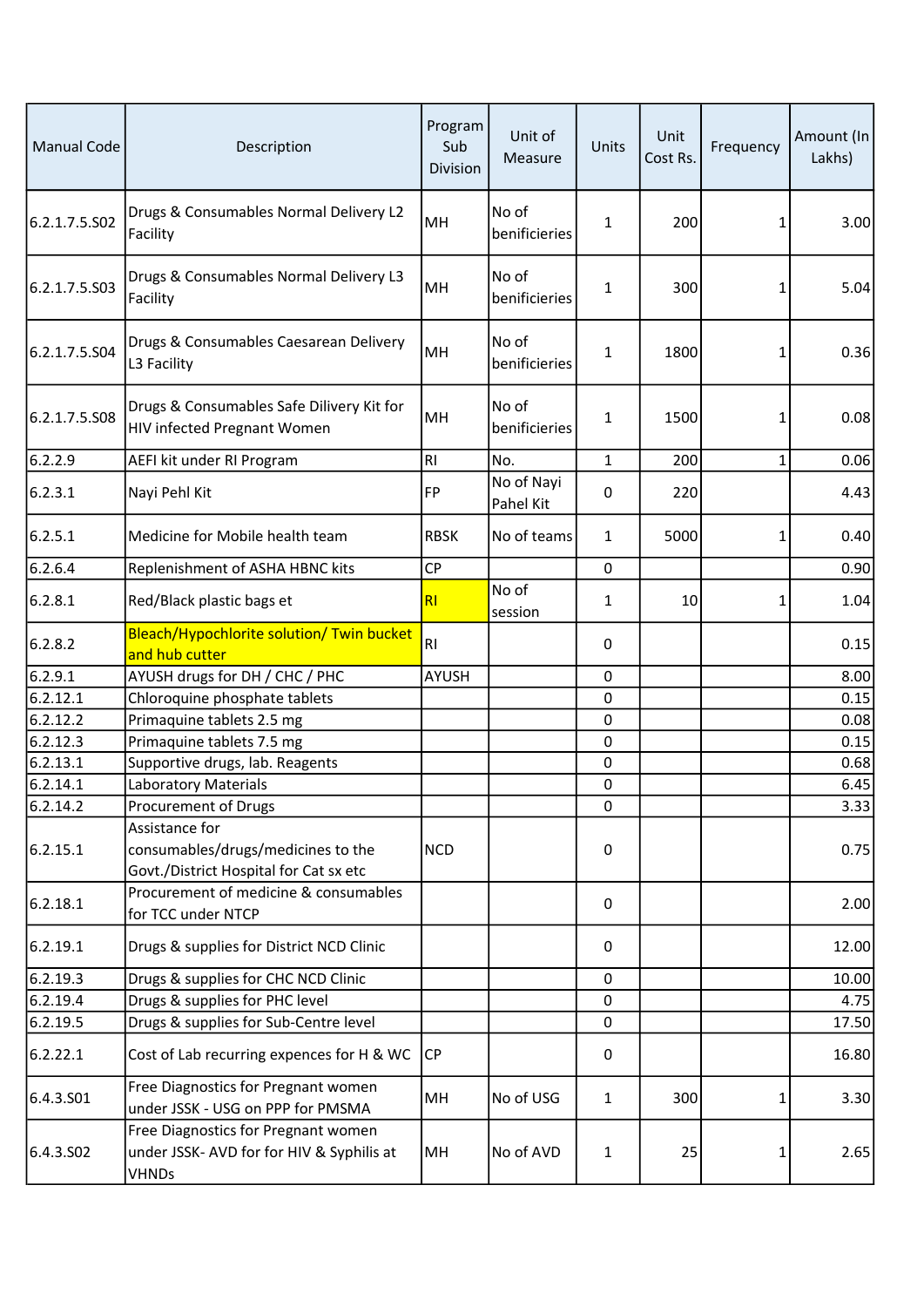| Manual Code | Description | Program Sub Division | Unit of Measure | Units | Unit Cost Rs. | Frequency | Amount (In Lakhs) |
|---|---|---|---|---|---|---|---|
| 6.2.1.7.5.S02 | Drugs & Consumables Normal Delivery L2 Facility | MH | No of benificieries | 1 | 200 | 1 | 3.00 |
| 6.2.1.7.5.S03 | Drugs & Consumables Normal Delivery L3 Facility | MH | No of benificieries | 1 | 300 | 1 | 5.04 |
| 6.2.1.7.5.S04 | Drugs & Consumables Caesarean Delivery L3 Facility | MH | No of benificieries | 1 | 1800 | 1 | 0.36 |
| 6.2.1.7.5.S08 | Drugs & Consumables Safe Dilivery Kit for HIV infected Pregnant Women | MH | No of benificieries | 1 | 1500 | 1 | 0.08 |
| 6.2.2.9 | AEFI kit under RI Program | RI | No. | 1 | 200 | 1 | 0.06 |
| 6.2.3.1 | Nayi Pehl Kit | FP | No of Nayi Pahel Kit | 0 | 220 | | 4.43 |
| 6.2.5.1 | Medicine for Mobile health team | RBSK | No of teams | 1 | 5000 | 1 | 0.40 |
| 6.2.6.4 | Replenishment of ASHA HBNC kits | CP | | 0 | | | 0.90 |
| 6.2.8.1 | Red/Black plastic bags et | RI | No of session | 1 | 10 | 1 | 1.04 |
| 6.2.8.2 | Bleach/Hypochlorite solution/ Twin bucket and hub cutter | RI | | 0 | | | 0.15 |
| 6.2.9.1 | AYUSH drugs for DH / CHC / PHC | AYUSH | | 0 | | | 8.00 |
| 6.2.12.1 | Chloroquine phosphate tablets | | | 0 | | | 0.15 |
| 6.2.12.2 | Primaquine tablets 2.5 mg | | | 0 | | | 0.08 |
| 6.2.12.3 | Primaquine tablets 7.5 mg | | | 0 | | | 0.15 |
| 6.2.13.1 | Supportive drugs, lab. Reagents | | | 0 | | | 0.68 |
| 6.2.14.1 | Laboratory Materials | | | 0 | | | 6.45 |
| 6.2.14.2 | Procurement of Drugs | | | 0 | | | 3.33 |
| 6.2.15.1 | Assistance for consumables/drugs/medicines to the Govt./District Hospital for Cat sx etc | NCD | | 0 | | | 0.75 |
| 6.2.18.1 | Procurement of medicine & consumables for TCC under NTCP | | | 0 | | | 2.00 |
| 6.2.19.1 | Drugs & supplies for District NCD Clinic | | | 0 | | | 12.00 |
| 6.2.19.3 | Drugs & supplies for CHC NCD Clinic | | | 0 | | | 10.00 |
| 6.2.19.4 | Drugs & supplies for PHC level | | | 0 | | | 4.75 |
| 6.2.19.5 | Drugs & supplies for Sub-Centre level | | | 0 | | | 17.50 |
| 6.2.22.1 | Cost of Lab recurring expences for H & WC | CP | | 0 | | | 16.80 |
| 6.4.3.S01 | Free Diagnostics for Pregnant women under JSSK - USG on PPP for PMSMA | MH | No of USG | 1 | 300 | 1 | 3.30 |
| 6.4.3.S02 | Free Diagnostics for Pregnant women under JSSK- AVD for for HIV & Syphilis at VHNDs | MH | No of AVD | 1 | 25 | 1 | 2.65 |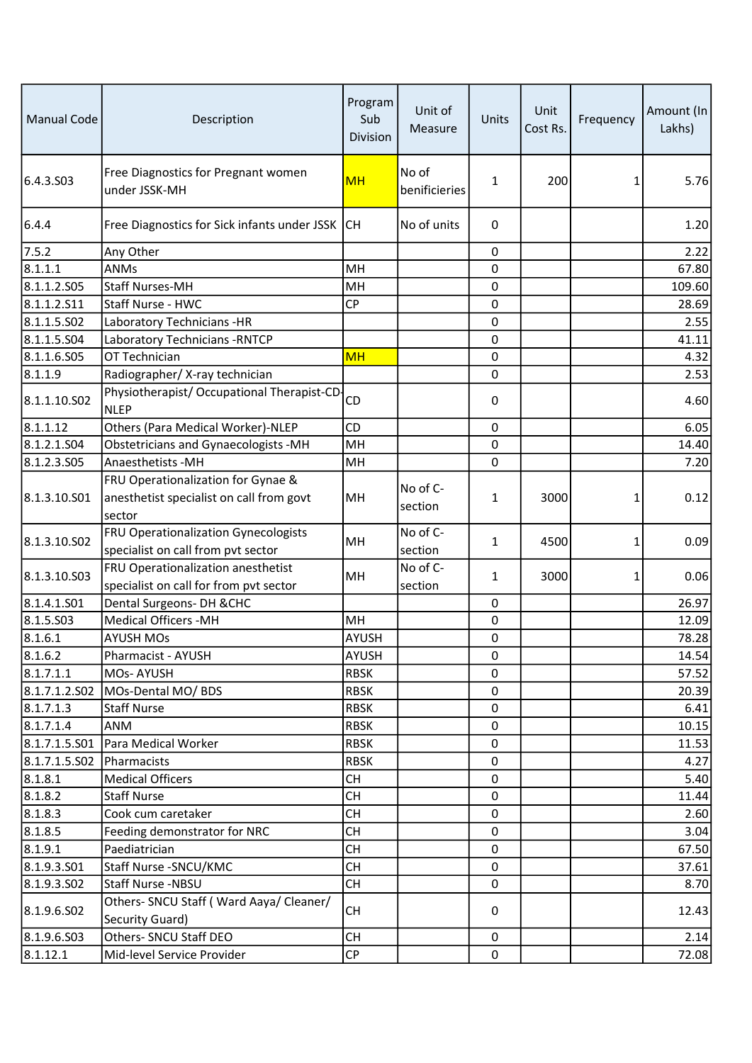| Manual Code | Description | Program Sub Division | Unit of Measure | Units | Unit Cost Rs. | Frequency | Amount (In Lakhs) |
|---|---|---|---|---|---|---|---|
| 6.4.3.S03 | Free Diagnostics for Pregnant women under JSSK-MH | MH | No of benificieries | 1 | 200 | 1 | 5.76 |
| 6.4.4 | Free Diagnostics for Sick infants under JSSK | CH | No of units | 0 | | | 1.20 |
| 7.5.2 | Any Other | | | 0 | | | 2.22 |
| 8.1.1.1 | ANMs | MH | | 0 | | | 67.80 |
| 8.1.1.2.S05 | Staff Nurses-MH | MH | | 0 | | | 109.60 |
| 8.1.1.2.S11 | Staff Nurse - HWC | CP | | 0 | | | 28.69 |
| 8.1.1.5.S02 | Laboratory Technicians -HR | | | 0 | | | 2.55 |
| 8.1.1.5.S04 | Laboratory Technicians -RNTCP | | | 0 | | | 41.11 |
| 8.1.1.6.S05 | OT Technician | MH | | 0 | | | 4.32 |
| 8.1.1.9 | Radiographer/ X-ray technician | | | 0 | | | 2.53 |
| 8.1.1.10.S02 | Physiotherapist/ Occupational Therapist-CD-NLEP | CD | | 0 | | | 4.60 |
| 8.1.1.12 | Others (Para Medical Worker)-NLEP | CD | | 0 | | | 6.05 |
| 8.1.2.1.S04 | Obstetricians and Gynaecologists -MH | MH | | 0 | | | 14.40 |
| 8.1.2.3.S05 | Anaesthetists -MH | MH | | 0 | | | 7.20 |
| 8.1.3.10.S01 | FRU Operationalization for Gynae & anesthetist specialist on call from govt sector | MH | No of C-section | 1 | 3000 | 1 | 0.12 |
| 8.1.3.10.S02 | FRU Operationalization Gynecologists specialist on call from pvt sector | MH | No of C-section | 1 | 4500 | 1 | 0.09 |
| 8.1.3.10.S03 | FRU Operationalization anesthetist specialist on call for from pvt sector | MH | No of C-section | 1 | 3000 | 1 | 0.06 |
| 8.1.4.1.S01 | Dental Surgeons- DH &CHC | | | 0 | | | 26.97 |
| 8.1.5.S03 | Medical Officers -MH | MH | | 0 | | | 12.09 |
| 8.1.6.1 | AYUSH MOs | AYUSH | | 0 | | | 78.28 |
| 8.1.6.2 | Pharmacist - AYUSH | AYUSH | | 0 | | | 14.54 |
| 8.1.7.1.1 | MOs- AYUSH | RBSK | | 0 | | | 57.52 |
| 8.1.7.1.2.S02 | MOs-Dental MO/ BDS | RBSK | | 0 | | | 20.39 |
| 8.1.7.1.3 | Staff Nurse | RBSK | | 0 | | | 6.41 |
| 8.1.7.1.4 | ANM | RBSK | | 0 | | | 10.15 |
| 8.1.7.1.5.S01 | Para Medical Worker | RBSK | | 0 | | | 11.53 |
| 8.1.7.1.5.S02 | Pharmacists | RBSK | | 0 | | | 4.27 |
| 8.1.8.1 | Medical Officers | CH | | 0 | | | 5.40 |
| 8.1.8.2 | Staff Nurse | CH | | 0 | | | 11.44 |
| 8.1.8.3 | Cook cum caretaker | CH | | 0 | | | 2.60 |
| 8.1.8.5 | Feeding demonstrator for NRC | CH | | 0 | | | 3.04 |
| 8.1.9.1 | Paediatrician | CH | | 0 | | | 67.50 |
| 8.1.9.3.S01 | Staff Nurse -SNCU/KMC | CH | | 0 | | | 37.61 |
| 8.1.9.3.S02 | Staff Nurse -NBSU | CH | | 0 | | | 8.70 |
| 8.1.9.6.S02 | Others- SNCU Staff ( Ward Aaya/ Cleaner/ Security Guard) | CH | | 0 | | | 12.43 |
| 8.1.9.6.S03 | Others- SNCU Staff DEO | CH | | 0 | | | 2.14 |
| 8.1.12.1 | Mid-level Service Provider | CP | | 0 | | | 72.08 |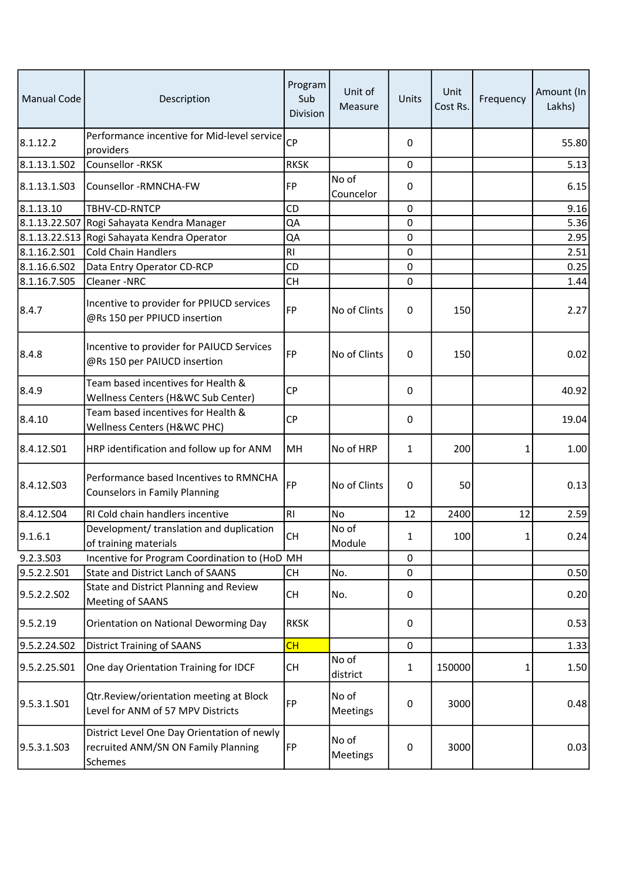| Manual Code | Description | Program Sub Division | Unit of Measure | Units | Unit Cost Rs. | Frequency | Amount (In Lakhs) |
|---|---|---|---|---|---|---|---|
| 8.1.12.2 | Performance incentive for Mid-level service providers | CP | | 0 | | | 55.80 |
| 8.1.13.1.S02 | Counsellor -RKSK | RKSK | | 0 | | | 5.13 |
| 8.1.13.1.S03 | Counsellor -RMNCHA-FW | FP | No of Councelor | 0 | | | 6.15 |
| 8.1.13.10 | TBHV-CD-RNTCP | CD | | 0 | | | 9.16 |
| 8.1.13.22.S07 | Rogi Sahayata Kendra Manager | QA | | 0 | | | 5.36 |
| 8.1.13.22.S13 | Rogi Sahayata Kendra Operator | QA | | 0 | | | 2.95 |
| 8.1.16.2.S01 | Cold Chain Handlers | RI | | 0 | | | 2.51 |
| 8.1.16.6.S02 | Data Entry Operator CD-RCP | CD | | 0 | | | 0.25 |
| 8.1.16.7.S05 | Cleaner -NRC | CH | | 0 | | | 1.44 |
| 8.4.7 | Incentive to provider for PPIUCD services @Rs 150 per PPIUCD insertion | FP | No of Clints | 0 | 150 | | 2.27 |
| 8.4.8 | Incentive to provider for PAIUCD Services @Rs 150 per PAIUCD insertion | FP | No of Clints | 0 | 150 | | 0.02 |
| 8.4.9 | Team based incentives for Health & Wellness Centers (H&WC Sub Center) | CP | | 0 | | | 40.92 |
| 8.4.10 | Team based incentives for Health & Wellness Centers (H&WC PHC) | CP | | 0 | | | 19.04 |
| 8.4.12.S01 | HRP identification and follow up for ANM | MH | No of HRP | 1 | 200 | 1 | 1.00 |
| 8.4.12.S03 | Performance based Incentives to RMNCHA Counselors in Family Planning | FP | No of Clints | 0 | 50 | | 0.13 |
| 8.4.12.S04 | RI Cold chain handlers incentive | RI | No | 12 | 2400 | 12 | 2.59 |
| 9.1.6.1 | Development/ translation and duplication of training materials | CH | No of Module | 1 | 100 | 1 | 0.24 |
| 9.2.3.S03 | Incentive for Program Coordination to (HoD | MH | | 0 | | | |
| 9.5.2.2.S01 | State and District Lanch of SAANS | CH | No. | 0 | | | 0.50 |
| 9.5.2.2.S02 | State and District Planning and Review Meeting of SAANS | CH | No. | 0 | | | 0.20 |
| 9.5.2.19 | Orientation on National Deworming Day | RKSK | | 0 | | | 0.53 |
| 9.5.2.24.S02 | District Training of SAANS | CH | | 0 | | | 1.33 |
| 9.5.2.25.S01 | One day Orientation Training for IDCF | CH | No of district | 1 | 150000 | 1 | 1.50 |
| 9.5.3.1.S01 | Qtr.Review/orientation meeting at Block Level for ANM of 57 MPV Districts | FP | No of Meetings | 0 | 3000 | | 0.48 |
| 9.5.3.1.S03 | District Level One Day Orientation of newly recruited ANM/SN ON Family Planning Schemes | FP | No of Meetings | 0 | 3000 | | 0.03 |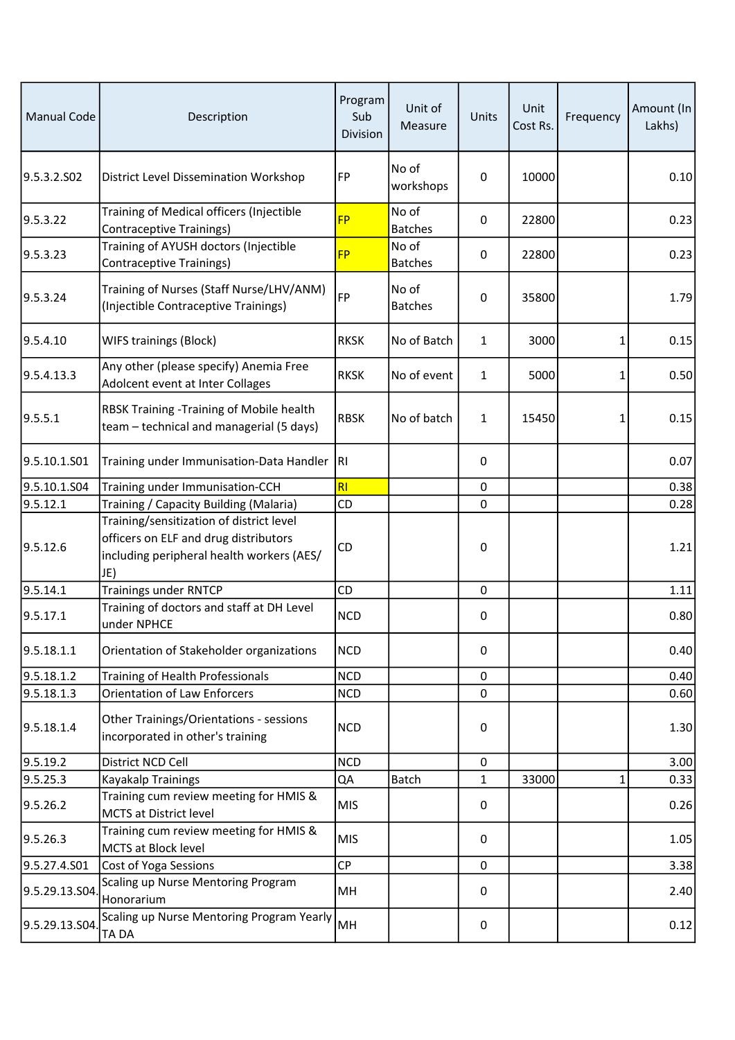| Manual Code | Description | Program Sub Division | Unit of Measure | Units | Unit Cost Rs. | Frequency | Amount (In Lakhs) |
|---|---|---|---|---|---|---|---|
| 9.5.3.2.S02 | District Level Dissemination Workshop | FP | No of workshops | 0 | 10000 | | 0.10 |
| 9.5.3.22 | Training of Medical officers (Injectible Contraceptive Trainings) | FP | No of Batches | 0 | 22800 | | 0.23 |
| 9.5.3.23 | Training of AYUSH doctors (Injectible Contraceptive Trainings) | FP | No of Batches | 0 | 22800 | | 0.23 |
| 9.5.3.24 | Training of Nurses (Staff Nurse/LHV/ANM) (Injectible Contraceptive Trainings) | FP | No of Batches | 0 | 35800 | | 1.79 |
| 9.5.4.10 | WIFS trainings (Block) | RKSK | No of Batch | 1 | 3000 | 1 | 0.15 |
| 9.5.4.13.3 | Any other (please specify) Anemia Free Adolcent event at Inter Collages | RKSK | No of event | 1 | 5000 | 1 | 0.50 |
| 9.5.5.1 | RBSK Training -Training of Mobile health team – technical and managerial (5 days) | RBSK | No of batch | 1 | 15450 | 1 | 0.15 |
| 9.5.10.1.S01 | Training under Immunisation-Data Handler | RI | | 0 | | | 0.07 |
| 9.5.10.1.S04 | Training under Immunisation-CCH | RI | | 0 | | | 0.38 |
| 9.5.12.1 | Training / Capacity Building (Malaria) | CD | | 0 | | | 0.28 |
| 9.5.12.6 | Training/sensitization of district level officers on ELF and drug distributors including peripheral health workers (AES/ JE) | CD | | 0 | | | 1.21 |
| 9.5.14.1 | Trainings under RNTCP | CD | | 0 | | | 1.11 |
| 9.5.17.1 | Training of doctors and staff at DH Level under NPHCE | NCD | | 0 | | | 0.80 |
| 9.5.18.1.1 | Orientation of Stakeholder organizations | NCD | | 0 | | | 0.40 |
| 9.5.18.1.2 | Training of Health Professionals | NCD | | 0 | | | 0.40 |
| 9.5.18.1.3 | Orientation of Law Enforcers | NCD | | 0 | | | 0.60 |
| 9.5.18.1.4 | Other Trainings/Orientations - sessions incorporated in other's training | NCD | | 0 | | | 1.30 |
| 9.5.19.2 | District NCD Cell | NCD | | 0 | | | 3.00 |
| 9.5.25.3 | Kayakalp Trainings | QA | Batch | 1 | 33000 | 1 | 0.33 |
| 9.5.26.2 | Training cum review meeting for HMIS & MCTS at District level | MIS | | 0 | | | 0.26 |
| 9.5.26.3 | Training cum review meeting for HMIS & MCTS at Block level | MIS | | 0 | | | 1.05 |
| 9.5.27.4.S01 | Cost of Yoga Sessions | CP | | 0 | | | 3.38 |
| 9.5.29.13.S04. | Scaling up Nurse Mentoring Program Honorarium | MH | | 0 | | | 2.40 |
| 9.5.29.13.S04. | Scaling up Nurse Mentoring Program Yearly TA DA | MH | | 0 | | | 0.12 |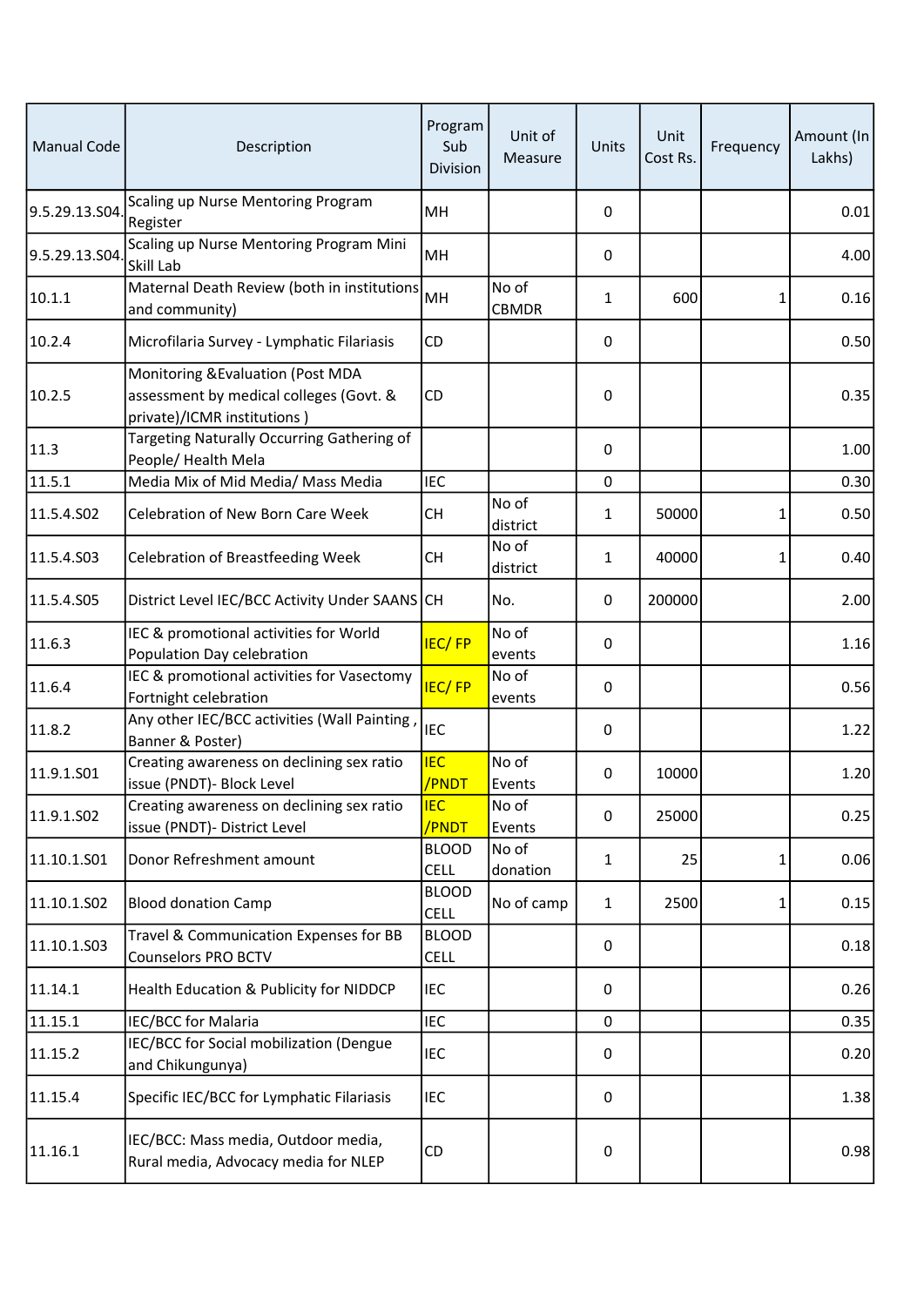| Manual Code | Description | Program Sub Division | Unit of Measure | Units | Unit Cost Rs. | Frequency | Amount (In Lakhs) |
|---|---|---|---|---|---|---|---|
| 9.5.29.13.S04. | Scaling up Nurse Mentoring Program Register | MH | | 0 | | | 0.01 |
| 9.5.29.13.S04. | Scaling up Nurse Mentoring Program Mini Skill Lab | MH | | 0 | | | 4.00 |
| 10.1.1 | Maternal Death Review (both in institutions and community) | MH | No of CBMDR | 1 | 600 | 1 | 0.16 |
| 10.2.4 | Microfilaria Survey - Lymphatic Filariasis | CD | | 0 | | | 0.50 |
| 10.2.5 | Monitoring &Evaluation (Post MDA assessment by medical colleges (Govt. & private)/ICMR institutions ) | CD | | 0 | | | 0.35 |
| 11.3 | Targeting Naturally Occurring Gathering of People/ Health Mela | | | 0 | | | 1.00 |
| 11.5.1 | Media Mix of Mid Media/ Mass Media | IEC | | 0 | | | 0.30 |
| 11.5.4.S02 | Celebration of New Born Care Week | CH | No of district | 1 | 50000 | 1 | 0.50 |
| 11.5.4.S03 | Celebration of Breastfeeding Week | CH | No of district | 1 | 40000 | 1 | 0.40 |
| 11.5.4.S05 | District Level IEC/BCC Activity Under SAANS | CH | No. | 0 | 200000 | | 2.00 |
| 11.6.3 | IEC & promotional activities for World Population Day celebration | IEC/ FP | No of events | 0 | | | 1.16 |
| 11.6.4 | IEC & promotional activities for Vasectomy Fortnight celebration | IEC/ FP | No of events | 0 | | | 0.56 |
| 11.8.2 | Any other IEC/BCC activities (Wall Painting , Banner & Poster) | IEC | | 0 | | | 1.22 |
| 11.9.1.S01 | Creating awareness on declining sex ratio issue (PNDT)- Block Level | IEC /PNDT | No of Events | 0 | 10000 | | 1.20 |
| 11.9.1.S02 | Creating awareness on declining sex ratio issue (PNDT)- District Level | IEC /PNDT | No of Events | 0 | 25000 | | 0.25 |
| 11.10.1.S01 | Donor Refreshment amount | BLOOD CELL | No of donation | 1 | 25 | 1 | 0.06 |
| 11.10.1.S02 | Blood donation Camp | BLOOD CELL | No of camp | 1 | 2500 | 1 | 0.15 |
| 11.10.1.S03 | Travel & Communication Expenses for BB Counselors PRO BCTV | BLOOD CELL | | 0 | | | 0.18 |
| 11.14.1 | Health Education & Publicity for NIDDCP | IEC | | 0 | | | 0.26 |
| 11.15.1 | IEC/BCC for Malaria | IEC | | 0 | | | 0.35 |
| 11.15.2 | IEC/BCC for Social mobilization (Dengue and Chikungunya) | IEC | | 0 | | | 0.20 |
| 11.15.4 | Specific IEC/BCC for Lymphatic Filariasis | IEC | | 0 | | | 1.38 |
| 11.16.1 | IEC/BCC: Mass media, Outdoor media, Rural media, Advocacy media for NLEP | CD | | 0 | | | 0.98 |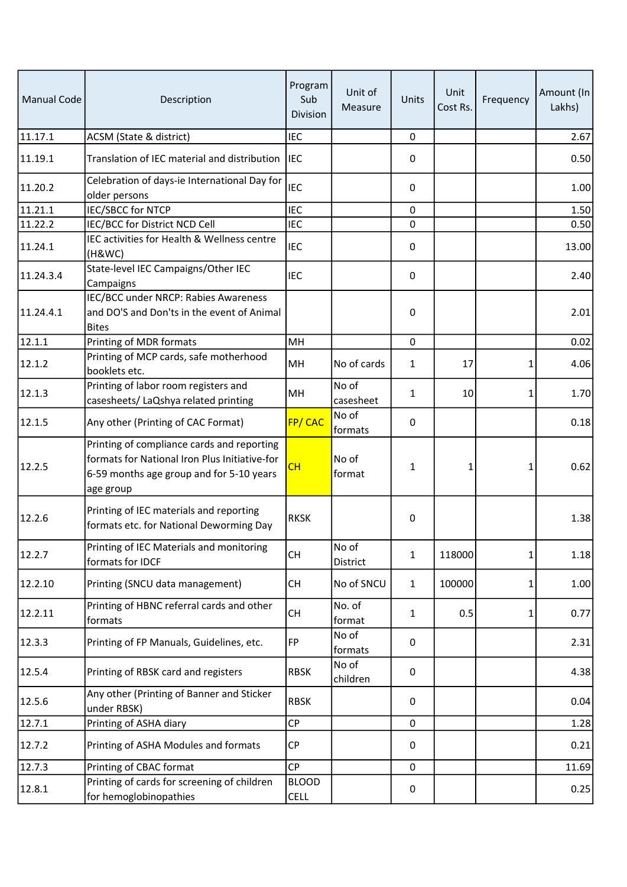| Manual Code | Description | Program Sub Division | Unit of Measure | Units | Unit Cost Rs. | Frequency | Amount (In Lakhs) |
|---|---|---|---|---|---|---|---|
| 11.17.1 | ACSM (State & district) | IEC | | 0 | | | 2.67 |
| 11.19.1 | Translation of IEC material and distribution | IEC | | 0 | | | 0.50 |
| 11.20.2 | Celebration of days-ie International Day for older persons | IEC | | 0 | | | 1.00 |
| 11.21.1 | IEC/SBCC for NTCP | IEC | | 0 | | | 1.50 |
| 11.22.2 | IEC/BCC for District NCD Cell | IEC | | 0 | | | 0.50 |
| 11.24.1 | IEC activities for Health & Wellness centre (H&WC) | IEC | | 0 | | | 13.00 |
| 11.24.3.4 | State-level IEC Campaigns/Other IEC Campaigns | IEC | | 0 | | | 2.40 |
| 11.24.4.1 | IEC/BCC under NRCP: Rabies Awareness and DO'S and Don'ts in the event of Animal Bites | | | 0 | | | 2.01 |
| 12.1.1 | Printing of MDR formats | MH | | 0 | | | 0.02 |
| 12.1.2 | Printing of MCP cards, safe motherhood booklets etc. | MH | No of cards | 1 | 17 | 1 | 4.06 |
| 12.1.3 | Printing of labor room registers and casesheets/ LaQshya related printing | MH | No of casesheet | 1 | 10 | 1 | 1.70 |
| 12.1.5 | Any other (Printing of CAC Format) | FP/ CAC | No of formats | 0 | | | 0.18 |
| 12.2.5 | Printing of compliance cards and reporting formats for National Iron Plus Initiative-for 6-59 months age group and for 5-10 years age group | CH | No of format | 1 | 1 | 1 | 0.62 |
| 12.2.6 | Printing of IEC materials and reporting formats etc. for National Deworming Day | RKSK | | 0 | | | 1.38 |
| 12.2.7 | Printing of IEC Materials and monitoring formats for IDCF | CH | No of District | 1 | 118000 | 1 | 1.18 |
| 12.2.10 | Printing (SNCU data management) | CH | No of SNCU | 1 | 100000 | 1 | 1.00 |
| 12.2.11 | Printing of HBNC referral cards and other formats | CH | No. of format | 1 | 0.5 | 1 | 0.77 |
| 12.3.3 | Printing of FP Manuals, Guidelines, etc. | FP | No of formats | 0 | | | 2.31 |
| 12.5.4 | Printing of RBSK card and registers | RBSK | No of children | 0 | | | 4.38 |
| 12.5.6 | Any other (Printing of Banner and Sticker under RBSK) | RBSK | | 0 | | | 0.04 |
| 12.7.1 | Printing of ASHA diary | CP | | 0 | | | 1.28 |
| 12.7.2 | Printing of ASHA Modules and formats | CP | | 0 | | | 0.21 |
| 12.7.3 | Printing of CBAC format | CP | | 0 | | | 11.69 |
| 12.8.1 | Printing of cards for screening of children for hemoglobinopathies | BLOOD CELL | | 0 | | | 0.25 |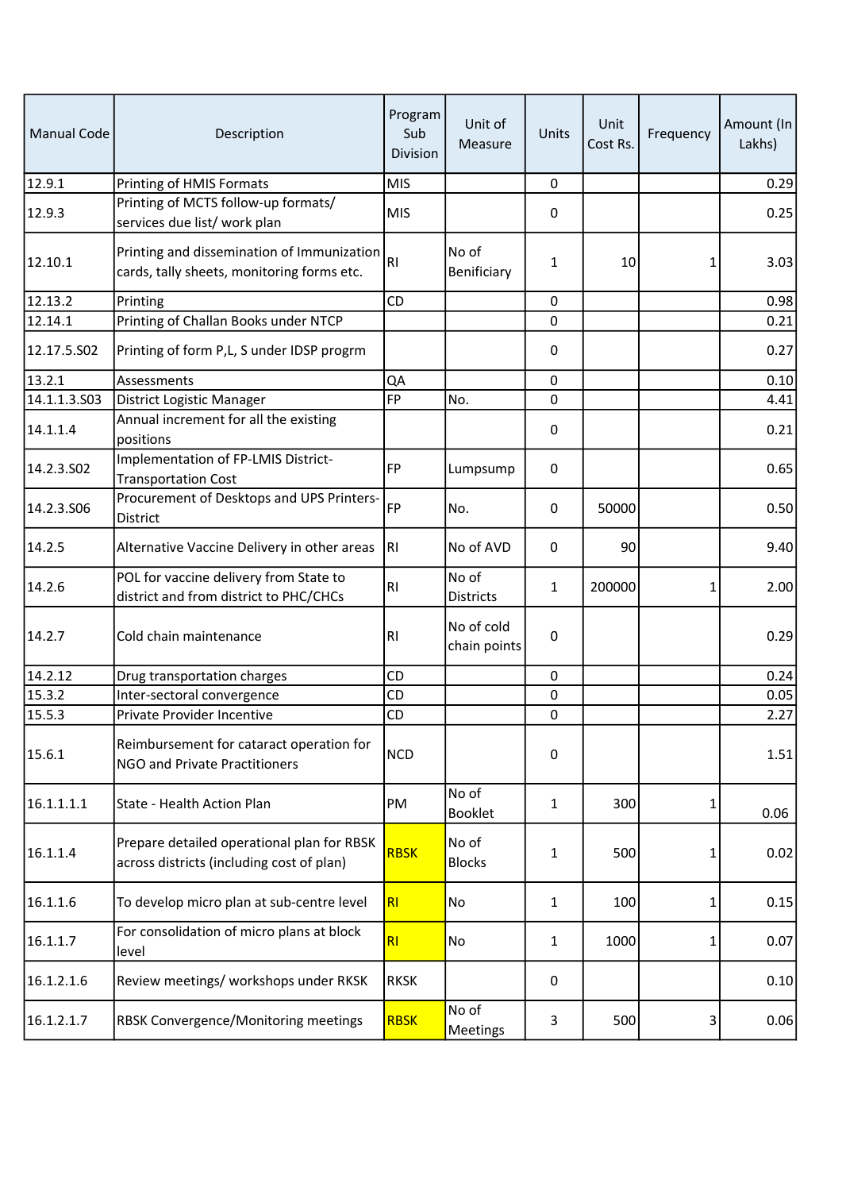| Manual Code | Description | Program Sub Division | Unit of Measure | Units | Unit Cost Rs. | Frequency | Amount (In Lakhs) |
|---|---|---|---|---|---|---|---|
| 12.9.1 | Printing of HMIS Formats | MIS | | 0 | | | 0.29 |
| 12.9.3 | Printing of MCTS follow-up formats/ services due list/ work plan | MIS | | 0 | | | 0.25 |
| 12.10.1 | Printing and dissemination of Immunization cards, tally sheets, monitoring forms etc. | RI | No of Benificiary | 1 | 10 | 1 | 3.03 |
| 12.13.2 | Printing | CD | | 0 | | | 0.98 |
| 12.14.1 | Printing of Challan Books under NTCP | | | 0 | | | 0.21 |
| 12.17.5.S02 | Printing of form P,L, S under IDSP progrm | | | 0 | | | 0.27 |
| 13.2.1 | Assessments | QA | | 0 | | | 0.10 |
| 14.1.1.3.S03 | District Logistic Manager | FP | No. | 0 | | | 4.41 |
| 14.1.1.4 | Annual increment for all the existing positions | | | 0 | | | 0.21 |
| 14.2.3.S02 | Implementation of FP-LMIS District-Transportation Cost | FP | Lumpsump | 0 | | | 0.65 |
| 14.2.3.S06 | Procurement of Desktops and UPS Printers-District | FP | No. | 0 | 50000 | | 0.50 |
| 14.2.5 | Alternative Vaccine Delivery in other areas | RI | No of AVD | 0 | 90 | | 9.40 |
| 14.2.6 | POL for vaccine delivery from State to district and from district to PHC/CHCs | RI | No of Districts | 1 | 200000 | 1 | 2.00 |
| 14.2.7 | Cold chain maintenance | RI | No of cold chain points | 0 | | | 0.29 |
| 14.2.12 | Drug transportation charges | CD | | 0 | | | 0.24 |
| 15.3.2 | Inter-sectoral convergence | CD | | 0 | | | 0.05 |
| 15.5.3 | Private Provider Incentive | CD | | 0 | | | 2.27 |
| 15.6.1 | Reimbursement for cataract operation for NGO and Private Practitioners | NCD | | 0 | | | 1.51 |
| 16.1.1.1.1 | State - Health Action Plan | PM | No of Booklet | 1 | 300 | 1 | 0.06 |
| 16.1.1.4 | Prepare detailed operational plan for RBSK across districts (including cost of plan) | RBSK | No of Blocks | 1 | 500 | 1 | 0.02 |
| 16.1.1.6 | To develop micro plan at sub-centre level | RI | No | 1 | 100 | 1 | 0.15 |
| 16.1.1.7 | For consolidation of micro plans at block level | RI | No | 1 | 1000 | 1 | 0.07 |
| 16.1.2.1.6 | Review meetings/ workshops under RKSK | RKSK | | 0 | | | 0.10 |
| 16.1.2.1.7 | RBSK Convergence/Monitoring meetings | RBSK | No of Meetings | 3 | 500 | 3 | 0.06 |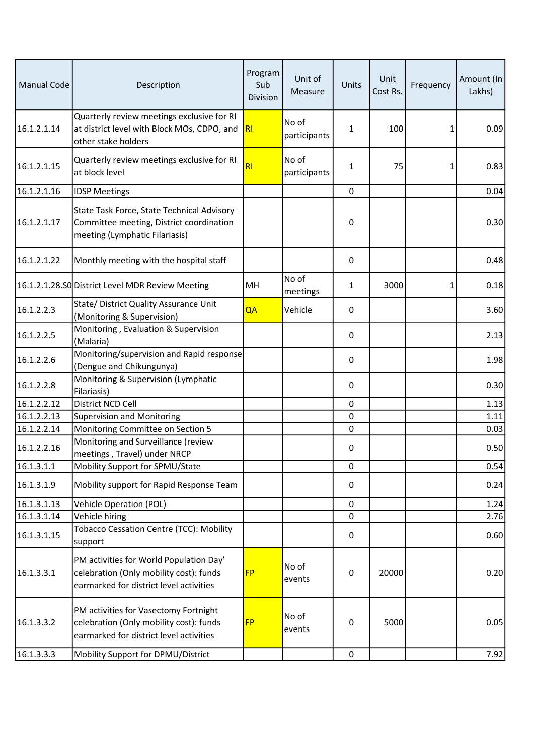| Manual Code | Description | Program Sub Division | Unit of Measure | Units | Unit Cost Rs. | Frequency | Amount (In Lakhs) |
|---|---|---|---|---|---|---|---|
| 16.1.2.1.14 | Quarterly review meetings exclusive for RI at district level with Block MOs, CDPO, and other stake holders | RI | No of participants | 1 | 100 | 1 | 0.09 |
| 16.1.2.1.15 | Quarterly review meetings exclusive for RI at block level | RI | No of participants | 1 | 75 | 1 | 0.83 |
| 16.1.2.1.16 | IDSP Meetings | | | 0 | | | 0.04 |
| 16.1.2.1.17 | State Task Force, State Technical Advisory Committee meeting, District coordination meeting (Lymphatic Filariasis) | | | 0 | | | 0.30 |
| 16.1.2.1.22 | Monthly meeting with the hospital staff | | | 0 | | | 0.48 |
| 16.1.2.1.28.S0 | District Level MDR Review Meeting | MH | No of meetings | 1 | 3000 | 1 | 0.18 |
| 16.1.2.2.3 | State/ District Quality Assurance Unit (Monitoring & Supervision) | QA | Vehicle | 0 | | | 3.60 |
| 16.1.2.2.5 | Monitoring , Evaluation & Supervision (Malaria) | | | 0 | | | 2.13 |
| 16.1.2.2.6 | Monitoring/supervision and Rapid response (Dengue and Chikungunya) | | | 0 | | | 1.98 |
| 16.1.2.2.8 | Monitoring & Supervision (Lymphatic Filariasis) | | | 0 | | | 0.30 |
| 16.1.2.2.12 | District NCD Cell | | | 0 | | | 1.13 |
| 16.1.2.2.13 | Supervision and Monitoring | | | 0 | | | 1.11 |
| 16.1.2.2.14 | Monitoring Committee on Section 5 | | | 0 | | | 0.03 |
| 16.1.2.2.16 | Monitoring and Surveillance (review meetings , Travel) under NRCP | | | 0 | | | 0.50 |
| 16.1.3.1.1 | Mobility Support for SPMU/State | | | 0 | | | 0.54 |
| 16.1.3.1.9 | Mobility support for Rapid Response Team | | | 0 | | | 0.24 |
| 16.1.3.1.13 | Vehicle Operation (POL) | | | 0 | | | 1.24 |
| 16.1.3.1.14 | Vehicle hiring | | | 0 | | | 2.76 |
| 16.1.3.1.15 | Tobacco Cessation Centre (TCC): Mobility support | | | 0 | | | 0.60 |
| 16.1.3.3.1 | PM activities for World Population Day' celebration (Only mobility cost): funds earmarked for district level activities | FP | No of events | 0 | 20000 | | 0.20 |
| 16.1.3.3.2 | PM activities for Vasectomy Fortnight celebration (Only mobility cost): funds earmarked for district level activities | FP | No of events | 0 | 5000 | | 0.05 |
| 16.1.3.3.3 | Mobility Support for DPMU/District | | | 0 | | | 7.92 |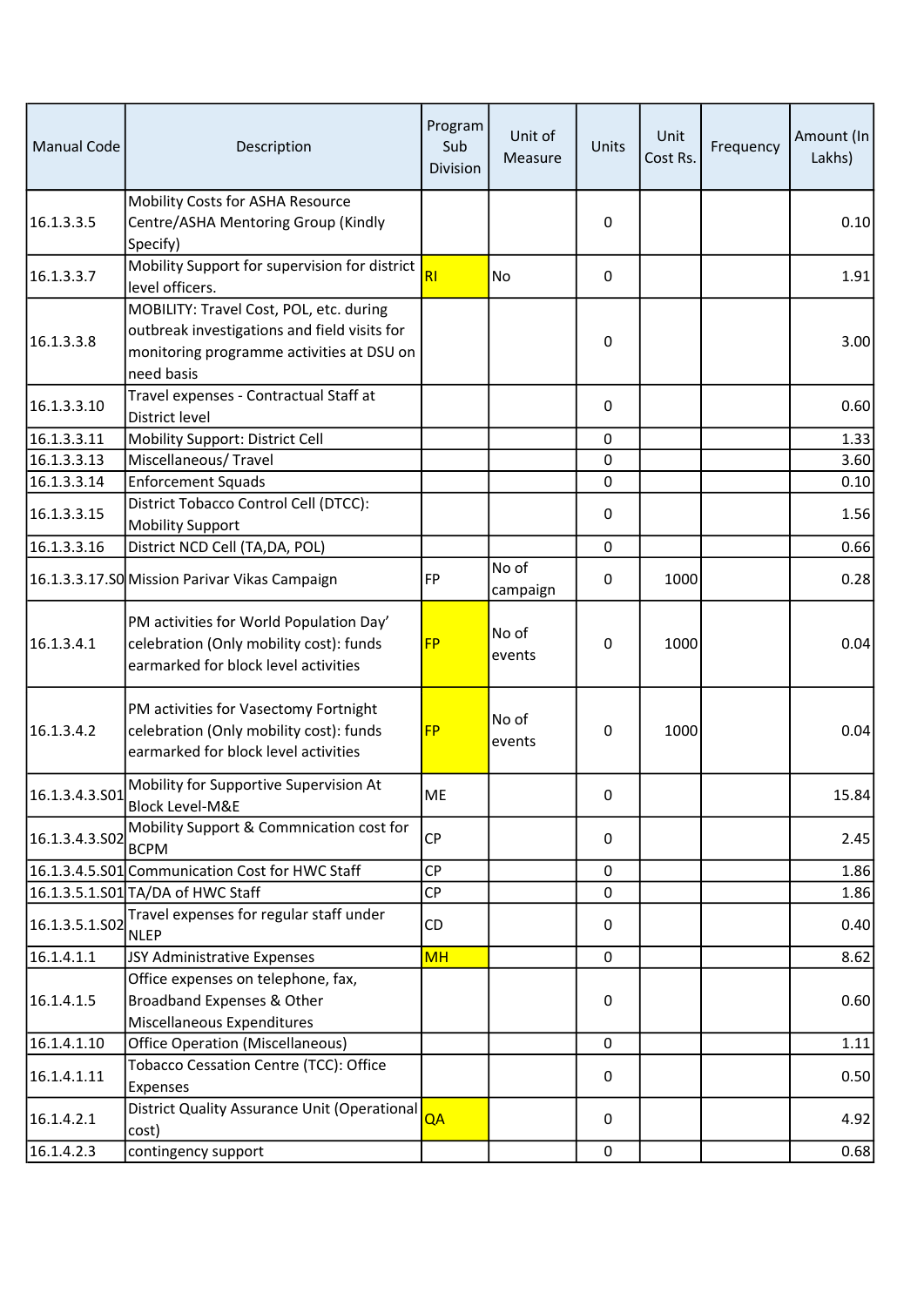| Manual Code | Description | Program Sub Division | Unit of Measure | Units | Unit Cost Rs. | Frequency | Amount (In Lakhs) |
|---|---|---|---|---|---|---|---|
| 16.1.3.3.5 | Mobility Costs for ASHA Resource Centre/ASHA Mentoring Group (Kindly Specify) | | | 0 | | | 0.10 |
| 16.1.3.3.7 | Mobility Support for supervision for district level officers. | RI | No | 0 | | | 1.91 |
| 16.1.3.3.8 | MOBILITY: Travel Cost, POL, etc. during outbreak investigations and field visits for monitoring programme activities at DSU on need basis | | | 0 | | | 3.00 |
| 16.1.3.3.10 | Travel expenses - Contractual Staff at District level | | | 0 | | | 0.60 |
| 16.1.3.3.11 | Mobility Support: District Cell | | | 0 | | | 1.33 |
| 16.1.3.3.13 | Miscellaneous/ Travel | | | 0 | | | 3.60 |
| 16.1.3.3.14 | Enforcement Squads | | | 0 | | | 0.10 |
| 16.1.3.3.15 | District Tobacco Control Cell (DTCC): Mobility Support | | | 0 | | | 1.56 |
| 16.1.3.3.16 | District NCD Cell (TA,DA, POL) | | | 0 | | | 0.66 |
| 16.1.3.3.17.S0 | Mission Parivar Vikas Campaign | FP | No of campaign | 0 | 1000 | | 0.28 |
| 16.1.3.4.1 | PM activities for World Population Day' celebration (Only mobility cost): funds earmarked for block level activities | FP | No of events | 0 | 1000 | | 0.04 |
| 16.1.3.4.2 | PM activities for Vasectomy Fortnight celebration (Only mobility cost): funds earmarked for block level activities | FP | No of events | 0 | 1000 | | 0.04 |
| 16.1.3.4.3.S01 | Mobility for Supportive Supervision At Block Level-M&E | ME | | 0 | | | 15.84 |
| 16.1.3.4.3.S02 | Mobility Support & Commnication cost for BCPM | CP | | 0 | | | 2.45 |
| 16.1.3.4.5.S01 | Communication Cost for HWC Staff | CP | | 0 | | | 1.86 |
| 16.1.3.5.1.S01 | TA/DA of HWC Staff | CP | | 0 | | | 1.86 |
| 16.1.3.5.1.S02 | Travel expenses for regular staff under NLEP | CD | | 0 | | | 0.40 |
| 16.1.4.1.1 | JSY Administrative Expenses | MH | | 0 | | | 8.62 |
| 16.1.4.1.5 | Office expenses on telephone, fax, Broadband Expenses & Other Miscellaneous Expenditures | | | 0 | | | 0.60 |
| 16.1.4.1.10 | Office Operation (Miscellaneous) | | | 0 | | | 1.11 |
| 16.1.4.1.11 | Tobacco Cessation Centre (TCC): Office Expenses | | | 0 | | | 0.50 |
| 16.1.4.2.1 | District Quality Assurance Unit (Operational cost) | QA | | 0 | | | 4.92 |
| 16.1.4.2.3 | contingency support | | | 0 | | | 0.68 |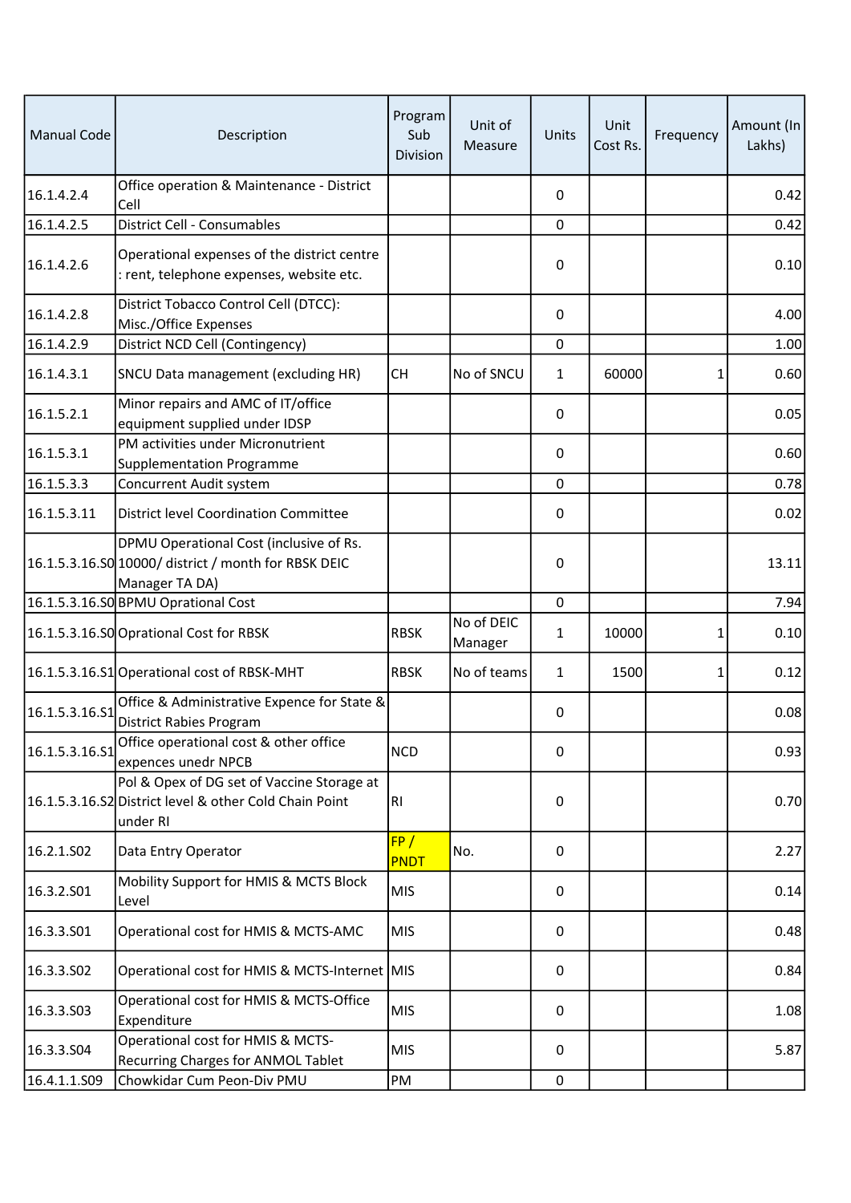| Manual Code | Description | Program Sub Division | Unit of Measure | Units | Unit Cost Rs. | Frequency | Amount (In Lakhs) |
|---|---|---|---|---|---|---|---|
| 16.1.4.2.4 | Office operation & Maintenance - District Cell | | | 0 | | | 0.42 |
| 16.1.4.2.5 | District Cell - Consumables | | | 0 | | | 0.42 |
| 16.1.4.2.6 | Operational expenses of the district centre : rent, telephone expenses, website etc. | | | 0 | | | 0.10 |
| 16.1.4.2.8 | District Tobacco Control Cell (DTCC): Misc./Office Expenses | | | 0 | | | 4.00 |
| 16.1.4.2.9 | District NCD Cell (Contingency) | | | 0 | | | 1.00 |
| 16.1.4.3.1 | SNCU Data management (excluding HR) | CH | No of SNCU | 1 | 60000 | 1 | 0.60 |
| 16.1.5.2.1 | Minor repairs and AMC of IT/office equipment supplied under IDSP | | | 0 | | | 0.05 |
| 16.1.5.3.1 | PM activities under Micronutrient Supplementation Programme | | | 0 | | | 0.60 |
| 16.1.5.3.3 | Concurrent Audit system | | | 0 | | | 0.78 |
| 16.1.5.3.11 | District level Coordination Committee | | | 0 | | | 0.02 |
| 16.1.5.3.16.S0 | DPMU Operational Cost (inclusive of Rs. 10000/ district / month for RBSK DEIC Manager TA DA) | | | 0 | | | 13.11 |
| 16.1.5.3.16.S0 | BPMU Oprational Cost | | | 0 | | | 7.94 |
| 16.1.5.3.16.S0 | Oprational Cost for RBSK | RBSK | No of DEIC Manager | 1 | 10000 | 1 | 0.10 |
| 16.1.5.3.16.S1 | Operational cost of RBSK-MHT | RBSK | No of teams | 1 | 1500 | 1 | 0.12 |
| 16.1.5.3.16.S1 | Office & Administrative Expence for State & District Rabies Program | | | 0 | | | 0.08 |
| 16.1.5.3.16.S1 | Office operational cost & other office expences unedr NPCB | NCD | | 0 | | | 0.93 |
| 16.1.5.3.16.S2 | Pol & Opex of DG set of Vaccine Storage at District level & other Cold Chain Point under RI | RI | | 0 | | | 0.70 |
| 16.2.1.S02 | Data Entry Operator | FP / PNDT | No. | 0 | | | 2.27 |
| 16.3.2.S01 | Mobility Support for HMIS & MCTS Block Level | MIS | | 0 | | | 0.14 |
| 16.3.3.S01 | Operational cost for HMIS & MCTS-AMC | MIS | | 0 | | | 0.48 |
| 16.3.3.S02 | Operational cost for HMIS & MCTS-Internet | MIS | | 0 | | | 0.84 |
| 16.3.3.S03 | Operational cost for HMIS & MCTS-Office Expenditure | MIS | | 0 | | | 1.08 |
| 16.3.3.S04 | Operational cost for HMIS & MCTS-Recurring Charges for ANMOL Tablet | MIS | | 0 | | | 5.87 |
| 16.4.1.1.S09 | Chowkidar Cum Peon-Div PMU | PM | | 0 | | | |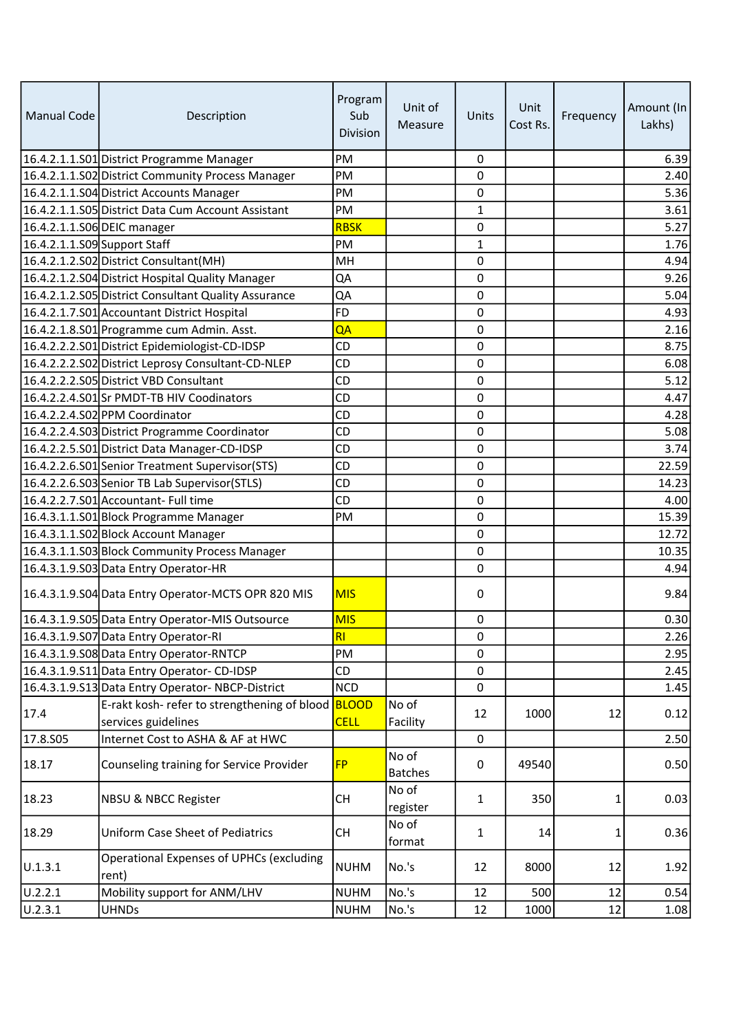| Manual Code | Description | Program Sub Division | Unit of Measure | Units | Unit Cost Rs. | Frequency | Amount (In Lakhs) |
|---|---|---|---|---|---|---|---|
| 16.4.2.1.1.S01 | District Programme Manager | PM | | 0 | | | 6.39 |
| 16.4.2.1.1.S02 | District Community Process Manager | PM | | 0 | | | 2.40 |
| 16.4.2.1.1.S04 | District Accounts Manager | PM | | 0 | | | 5.36 |
| 16.4.2.1.1.S05 | District Data Cum Account Assistant | PM | | 1 | | | 3.61 |
| 16.4.2.1.1.S06 | DEIC manager | RBSK | | 0 | | | 5.27 |
| 16.4.2.1.1.S09 | Support Staff | PM | | 1 | | | 1.76 |
| 16.4.2.1.2.S02 | District Consultant(MH) | MH | | 0 | | | 4.94 |
| 16.4.2.1.2.S04 | District Hospital Quality Manager | QA | | 0 | | | 9.26 |
| 16.4.2.1.2.S05 | District Consultant Quality Assurance | QA | | 0 | | | 5.04 |
| 16.4.2.1.7.S01 | Accountant District Hospital | FD | | 0 | | | 4.93 |
| 16.4.2.1.8.S01 | Programme cum Admin. Asst. | QA | | 0 | | | 2.16 |
| 16.4.2.2.2.S01 | District Epidemiologist-CD-IDSP | CD | | 0 | | | 8.75 |
| 16.4.2.2.2.S02 | District Leprosy Consultant-CD-NLEP | CD | | 0 | | | 6.08 |
| 16.4.2.2.2.S05 | District VBD Consultant | CD | | 0 | | | 5.12 |
| 16.4.2.2.4.S01 | Sr PMDT-TB HIV Coodinators | CD | | 0 | | | 4.47 |
| 16.4.2.2.4.S02 | PPM Coordinator | CD | | 0 | | | 4.28 |
| 16.4.2.2.4.S03 | District Programme Coordinator | CD | | 0 | | | 5.08 |
| 16.4.2.2.5.S01 | District Data Manager-CD-IDSP | CD | | 0 | | | 3.74 |
| 16.4.2.2.6.S01 | Senior Treatment Supervisor(STS) | CD | | 0 | | | 22.59 |
| 16.4.2.2.6.S03 | Senior TB Lab Supervisor(STLS) | CD | | 0 | | | 14.23 |
| 16.4.2.2.7.S01 | Accountant- Full time | CD | | 0 | | | 4.00 |
| 16.4.3.1.1.S01 | Block Programme Manager | PM | | 0 | | | 15.39 |
| 16.4.3.1.1.S02 | Block Account Manager | | | 0 | | | 12.72 |
| 16.4.3.1.1.S03 | Block Community Process Manager | | | 0 | | | 10.35 |
| 16.4.3.1.9.S03 | Data Entry Operator-HR | | | 0 | | | 4.94 |
| 16.4.3.1.9.S04 | Data Entry Operator-MCTS OPR 820 MIS | MIS | | 0 | | | 9.84 |
| 16.4.3.1.9.S05 | Data Entry Operator-MIS Outsource | MIS | | 0 | | | 0.30 |
| 16.4.3.1.9.S07 | Data Entry Operator-RI | RI | | 0 | | | 2.26 |
| 16.4.3.1.9.S08 | Data Entry Operator-RNTCP | PM | | 0 | | | 2.95 |
| 16.4.3.1.9.S11 | Data Entry Operator- CD-IDSP | CD | | 0 | | | 2.45 |
| 16.4.3.1.9.S13 | Data Entry Operator- NBCP-District | NCD | | 0 | | | 1.45 |
| 17.4 | E-rakt kosh- refer to strengthening of blood services guidelines | BLOOD CELL | No of Facility | 12 | 1000 | 12 | 0.12 |
| 17.8.S05 | Internet Cost to ASHA & AF at HWC | | | 0 | | | 2.50 |
| 18.17 | Counseling training for Service Provider | FP | No of Batches | 0 | 49540 | | 0.50 |
| 18.23 | NBSU & NBCC Register | CH | No of register | 1 | 350 | 1 | 0.03 |
| 18.29 | Uniform Case Sheet of Pediatrics | CH | No of format | 1 | 14 | 1 | 0.36 |
| U.1.3.1 | Operational Expenses of UPHCs (excluding rent) | NUHM | No.'s | 12 | 8000 | 12 | 1.92 |
| U.2.2.1 | Mobility support for ANM/LHV | NUHM | No.'s | 12 | 500 | 12 | 0.54 |
| U.2.3.1 | UHNDs | NUHM | No.'s | 12 | 1000 | 12 | 1.08 |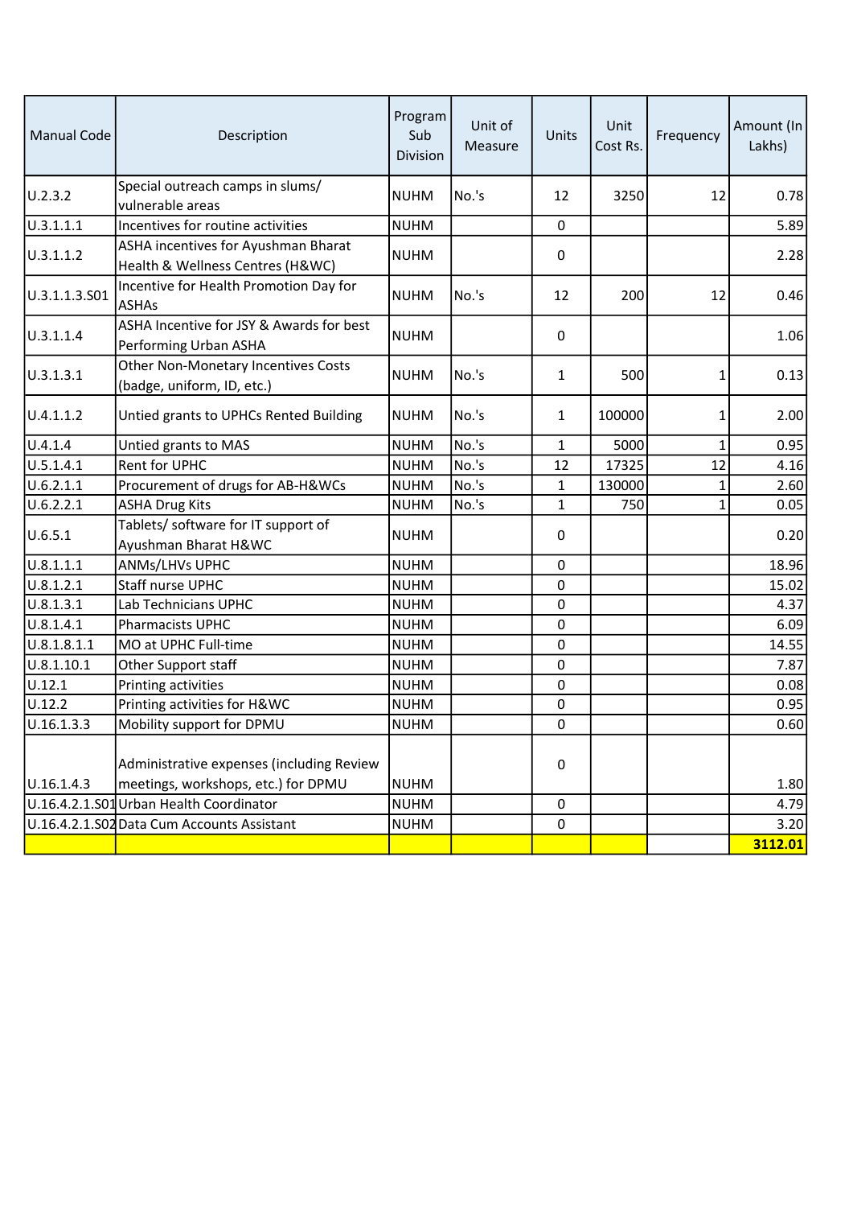| Manual Code | Description | Program Sub Division | Unit of Measure | Units | Unit Cost Rs. | Frequency | Amount (In Lakhs) |
|---|---|---|---|---|---|---|---|
| U.2.3.2 | Special outreach camps in slums/ vulnerable areas | NUHM | No.'s | 12 | 3250 | 12 | 0.78 |
| U.3.1.1.1 | Incentives for routine activities | NUHM | | 0 | | | 5.89 |
| U.3.1.1.2 | ASHA incentives for Ayushman Bharat Health & Wellness Centres (H&WC) | NUHM | | 0 | | | 2.28 |
| U.3.1.1.3.S01 | Incentive for Health Promotion Day for ASHAs | NUHM | No.'s | 12 | 200 | 12 | 0.46 |
| U.3.1.1.4 | ASHA Incentive for JSY & Awards for best Performing Urban ASHA | NUHM | | 0 | | | 1.06 |
| U.3.1.3.1 | Other Non-Monetary Incentives Costs (badge, uniform, ID, etc.) | NUHM | No.'s | 1 | 500 | 1 | 0.13 |
| U.4.1.1.2 | Untied grants to UPHCs Rented Building | NUHM | No.'s | 1 | 100000 | 1 | 2.00 |
| U.4.1.4 | Untied grants to MAS | NUHM | No.'s | 1 | 5000 | 1 | 0.95 |
| U.5.1.4.1 | Rent for UPHC | NUHM | No.'s | 12 | 17325 | 12 | 4.16 |
| U.6.2.1.1 | Procurement of drugs for AB-H&WCs | NUHM | No.'s | 1 | 130000 | 1 | 2.60 |
| U.6.2.2.1 | ASHA Drug Kits | NUHM | No.'s | 1 | 750 | 1 | 0.05 |
| U.6.5.1 | Tablets/ software for IT support of Ayushman Bharat H&WC | NUHM | | 0 | | | 0.20 |
| U.8.1.1.1 | ANMs/LHVs UPHC | NUHM | | 0 | | | 18.96 |
| U.8.1.2.1 | Staff nurse UPHC | NUHM | | 0 | | | 15.02 |
| U.8.1.3.1 | Lab Technicians UPHC | NUHM | | 0 | | | 4.37 |
| U.8.1.4.1 | Pharmacists UPHC | NUHM | | 0 | | | 6.09 |
| U.8.1.8.1.1 | MO at UPHC Full-time | NUHM | | 0 | | | 14.55 |
| U.8.1.10.1 | Other Support staff | NUHM | | 0 | | | 7.87 |
| U.12.1 | Printing activities | NUHM | | 0 | | | 0.08 |
| U.12.2 | Printing activities for H&WC | NUHM | | 0 | | | 0.95 |
| U.16.1.3.3 | Mobility support for DPMU | NUHM | | 0 | | | 0.60 |
| U.16.1.4.3 | Administrative expenses (including Review meetings, workshops, etc.) for DPMU | NUHM | | 0 | | | 1.80 |
| U.16.4.2.1.S01 | Urban Health Coordinator | NUHM | | 0 | | | 4.79 |
| U.16.4.2.1.S02 | Data Cum Accounts Assistant | NUHM | | 0 | | | 3.20 |
| | | | | | | | **3112.01** |